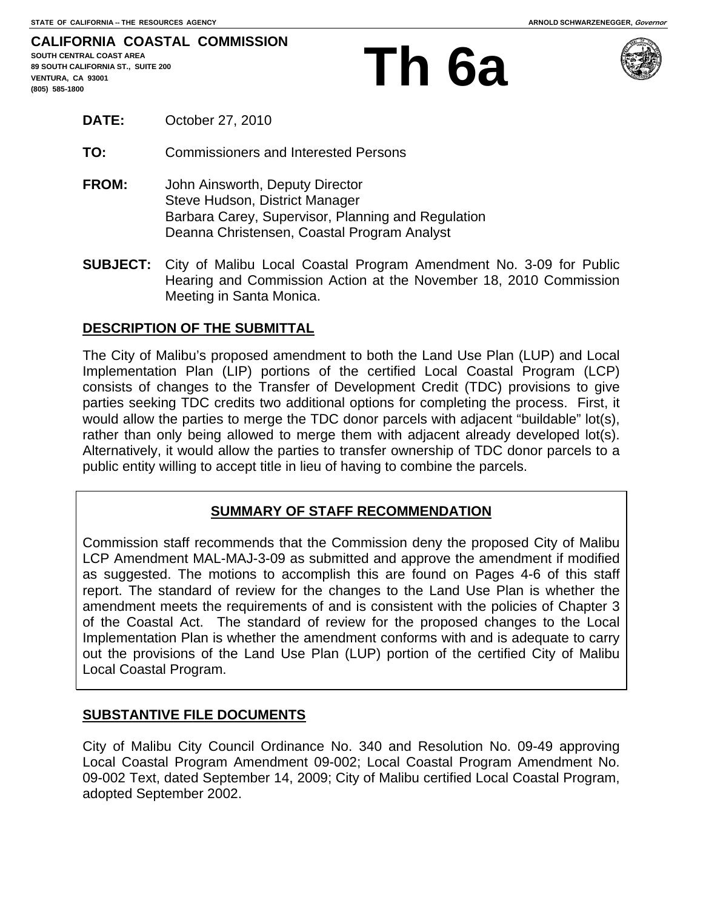STATE OF CALIFORNIA -- THE RESOURCES AGENCY — ARNOLD SCHWARZENEGGER, *Governor*

**CALIFORNIA COASTAL COMMISSION**
**SOUTH CENTRAL COAST AREA**
**89 SOUTH CALIFORNIA ST., SUITE 200**
**VENTURA, CA 93001**
**(805) 585-1800**

# Th 6a

**DATE:** October 27, 2010

**TO:** Commissioners and Interested Persons

**FROM:** John Ainsworth, Deputy Director
Steve Hudson, District Manager
Barbara Carey, Supervisor, Planning and Regulation
Deanna Christensen, Coastal Program Analyst

**SUBJECT:** City of Malibu Local Coastal Program Amendment No. 3-09 for Public Hearing and Commission Action at the November 18, 2010 Commission Meeting in Santa Monica.

## DESCRIPTION OF THE SUBMITTAL

The City of Malibu's proposed amendment to both the Land Use Plan (LUP) and Local Implementation Plan (LIP) portions of the certified Local Coastal Program (LCP) consists of changes to the Transfer of Development Credit (TDC) provisions to give parties seeking TDC credits two additional options for completing the process. First, it would allow the parties to merge the TDC donor parcels with adjacent "buildable" lot(s), rather than only being allowed to merge them with adjacent already developed lot(s). Alternatively, it would allow the parties to transfer ownership of TDC donor parcels to a public entity willing to accept title in lieu of having to combine the parcels.

## SUMMARY OF STAFF RECOMMENDATION

Commission staff recommends that the Commission deny the proposed City of Malibu LCP Amendment MAL-MAJ-3-09 as submitted and approve the amendment if modified as suggested. The motions to accomplish this are found on Pages 4-6 of this staff report. The standard of review for the changes to the Land Use Plan is whether the amendment meets the requirements of and is consistent with the policies of Chapter 3 of the Coastal Act. The standard of review for the proposed changes to the Local Implementation Plan is whether the amendment conforms with and is adequate to carry out the provisions of the Land Use Plan (LUP) portion of the certified City of Malibu Local Coastal Program.

## SUBSTANTIVE FILE DOCUMENTS

City of Malibu City Council Ordinance No. 340 and Resolution No. 09-49 approving Local Coastal Program Amendment 09-002; Local Coastal Program Amendment No. 09-002 Text, dated September 14, 2009; City of Malibu certified Local Coastal Program, adopted September 2002.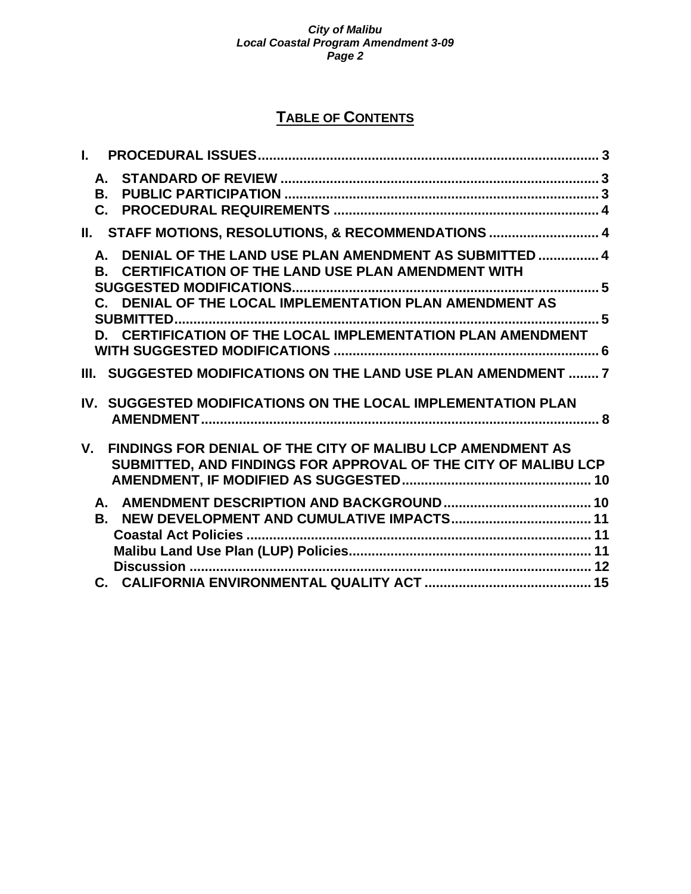# TABLE OF CONTENTS

I. PROCEDURAL ISSUES .......... 3

- A. STANDARD OF REVIEW .......... 3
- B. PUBLIC PARTICIPATION .......... 3
- C. PROCEDURAL REQUIREMENTS .......... 4

II. STAFF MOTIONS, RESOLUTIONS, & RECOMMENDATIONS .......... 4

- A. DENIAL OF THE LAND USE PLAN AMENDMENT AS SUBMITTED .......... 4
- B. CERTIFICATION OF THE LAND USE PLAN AMENDMENT WITH SUGGESTED MODIFICATIONS .......... 5
- C. DENIAL OF THE LOCAL IMPLEMENTATION PLAN AMENDMENT AS SUBMITTED .......... 5
- D. CERTIFICATION OF THE LOCAL IMPLEMENTATION PLAN AMENDMENT WITH SUGGESTED MODIFICATIONS .......... 6

III. SUGGESTED MODIFICATIONS ON THE LAND USE PLAN AMENDMENT .......... 7

IV. SUGGESTED MODIFICATIONS ON THE LOCAL IMPLEMENTATION PLAN AMENDMENT .......... 8

V. FINDINGS FOR DENIAL OF THE CITY OF MALIBU LCP AMENDMENT AS SUBMITTED, AND FINDINGS FOR APPROVAL OF THE CITY OF MALIBU LCP AMENDMENT, IF MODIFIED AS SUGGESTED .......... 10

- A. AMENDMENT DESCRIPTION AND BACKGROUND .......... 10
- B. NEW DEVELOPMENT AND CUMULATIVE IMPACTS .......... 11
  - Coastal Act Policies .......... 11
  - Malibu Land Use Plan (LUP) Policies .......... 11
  - Discussion .......... 12
- C. CALIFORNIA ENVIRONMENTAL QUALITY ACT .......... 15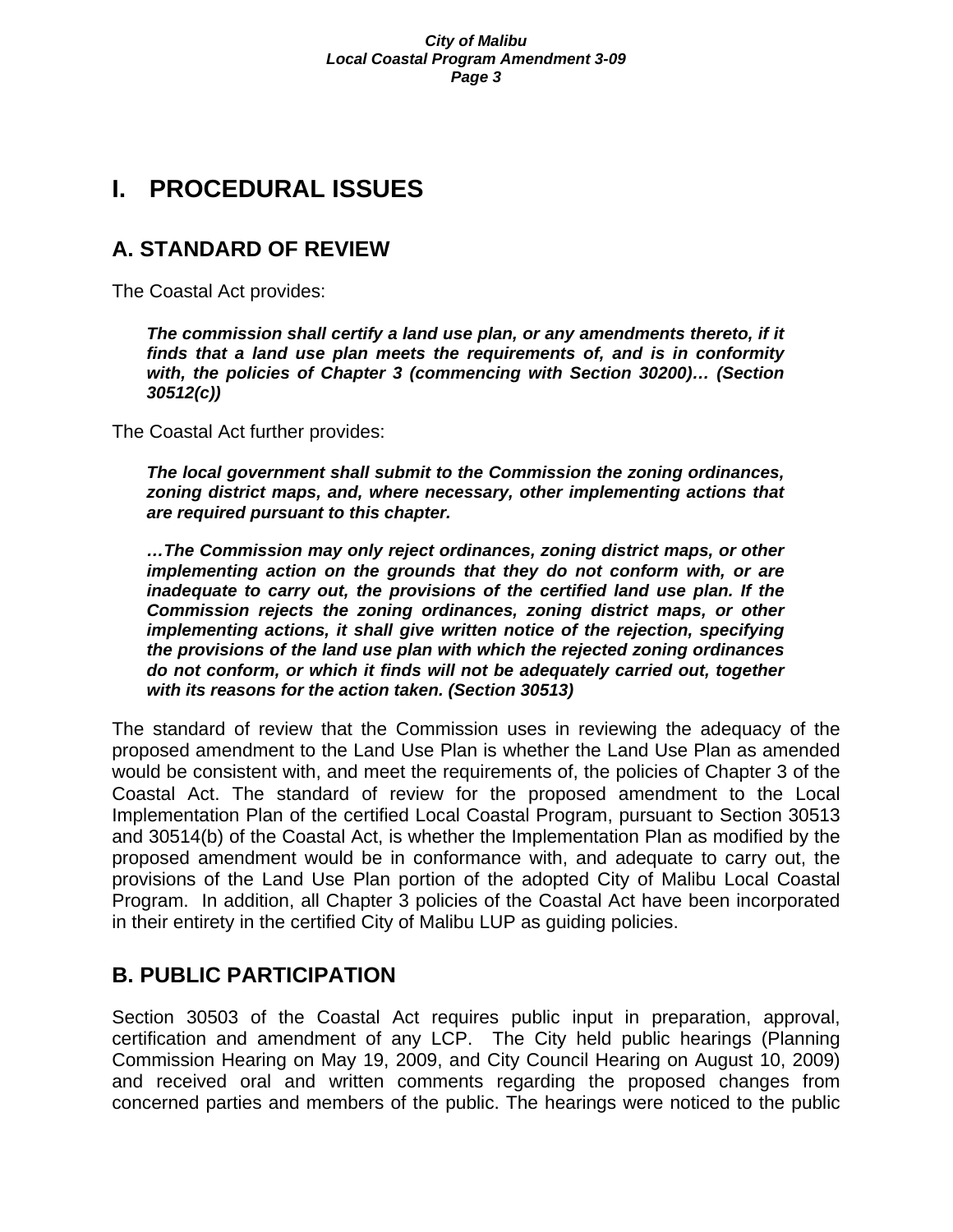# I. PROCEDURAL ISSUES

## A. STANDARD OF REVIEW

The Coastal Act provides:

> ***The commission shall certify a land use plan, or any amendments thereto, if it finds that a land use plan meets the requirements of, and is in conformity with, the policies of Chapter 3 (commencing with Section 30200)… (Section 30512(c))***

The Coastal Act further provides:

> ***The local government shall submit to the Commission the zoning ordinances, zoning district maps, and, where necessary, other implementing actions that are required pursuant to this chapter.***
>
> ***…The Commission may only reject ordinances, zoning district maps, or other implementing action on the grounds that they do not conform with, or are inadequate to carry out, the provisions of the certified land use plan. If the Commission rejects the zoning ordinances, zoning district maps, or other implementing actions, it shall give written notice of the rejection, specifying the provisions of the land use plan with which the rejected zoning ordinances do not conform, or which it finds will not be adequately carried out, together with its reasons for the action taken. (Section 30513)***

The standard of review that the Commission uses in reviewing the adequacy of the proposed amendment to the Land Use Plan is whether the Land Use Plan as amended would be consistent with, and meet the requirements of, the policies of Chapter 3 of the Coastal Act. The standard of review for the proposed amendment to the Local Implementation Plan of the certified Local Coastal Program, pursuant to Section 30513 and 30514(b) of the Coastal Act, is whether the Implementation Plan as modified by the proposed amendment would be in conformance with, and adequate to carry out, the provisions of the Land Use Plan portion of the adopted City of Malibu Local Coastal Program. In addition, all Chapter 3 policies of the Coastal Act have been incorporated in their entirety in the certified City of Malibu LUP as guiding policies.

## B. PUBLIC PARTICIPATION

Section 30503 of the Coastal Act requires public input in preparation, approval, certification and amendment of any LCP. The City held public hearings (Planning Commission Hearing on May 19, 2009, and City Council Hearing on August 10, 2009) and received oral and written comments regarding the proposed changes from concerned parties and members of the public. The hearings were noticed to the public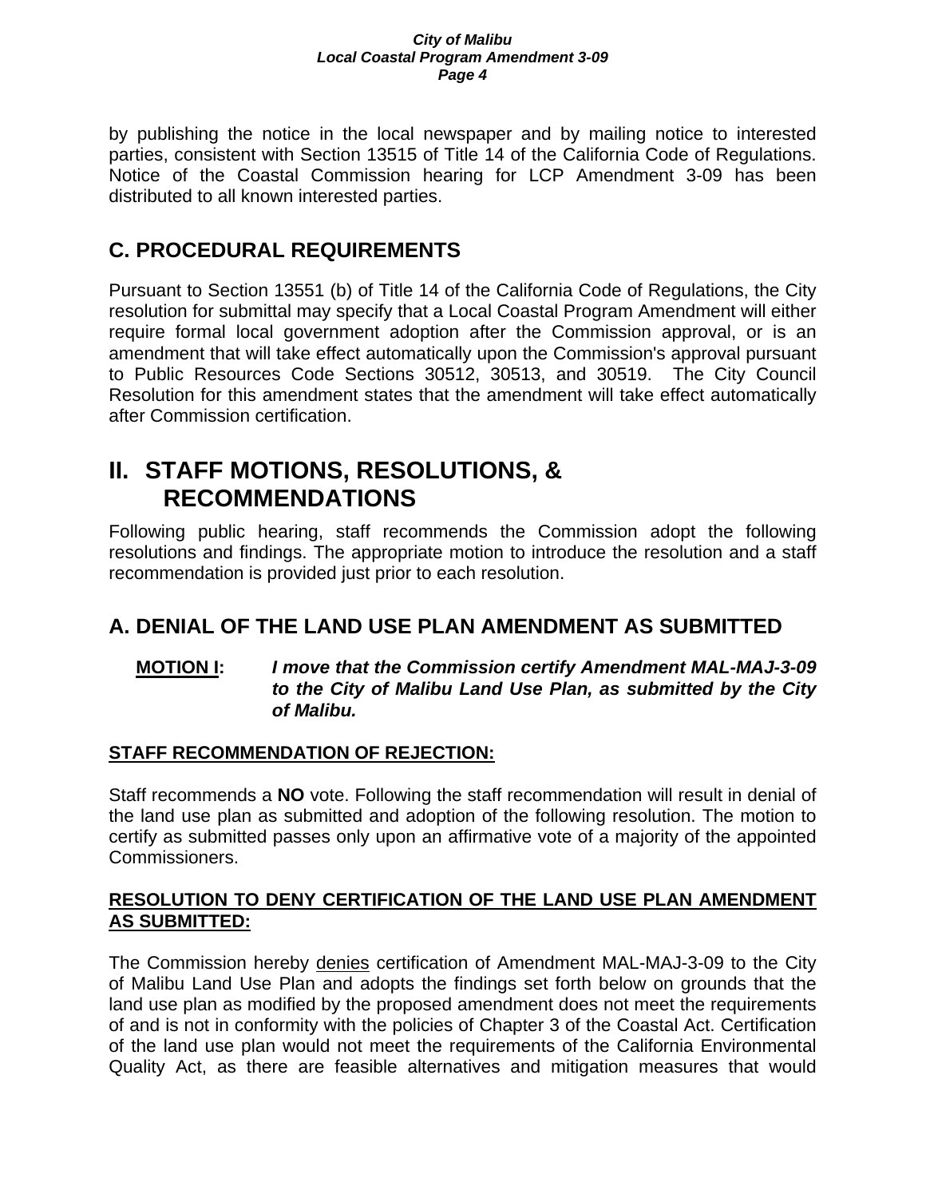by publishing the notice in the local newspaper and by mailing notice to interested parties, consistent with Section 13515 of Title 14 of the California Code of Regulations. Notice of the Coastal Commission hearing for LCP Amendment 3-09 has been distributed to all known interested parties.

## C. PROCEDURAL REQUIREMENTS

Pursuant to Section 13551 (b) of Title 14 of the California Code of Regulations, the City resolution for submittal may specify that a Local Coastal Program Amendment will either require formal local government adoption after the Commission approval, or is an amendment that will take effect automatically upon the Commission's approval pursuant to Public Resources Code Sections 30512, 30513, and 30519. The City Council Resolution for this amendment states that the amendment will take effect automatically after Commission certification.

# II. STAFF MOTIONS, RESOLUTIONS, & RECOMMENDATIONS

Following public hearing, staff recommends the Commission adopt the following resolutions and findings. The appropriate motion to introduce the resolution and a staff recommendation is provided just prior to each resolution.

## A. DENIAL OF THE LAND USE PLAN AMENDMENT AS SUBMITTED

**MOTION I:** ***I move that the Commission certify Amendment MAL-MAJ-3-09 to the City of Malibu Land Use Plan, as submitted by the City of Malibu.***

**STAFF RECOMMENDATION OF REJECTION:**

Staff recommends a **NO** vote. Following the staff recommendation will result in denial of the land use plan as submitted and adoption of the following resolution. The motion to certify as submitted passes only upon an affirmative vote of a majority of the appointed Commissioners.

**RESOLUTION TO DENY CERTIFICATION OF THE LAND USE PLAN AMENDMENT AS SUBMITTED:**

The Commission hereby denies certification of Amendment MAL-MAJ-3-09 to the City of Malibu Land Use Plan and adopts the findings set forth below on grounds that the land use plan as modified by the proposed amendment does not meet the requirements of and is not in conformity with the policies of Chapter 3 of the Coastal Act. Certification of the land use plan would not meet the requirements of the California Environmental Quality Act, as there are feasible alternatives and mitigation measures that would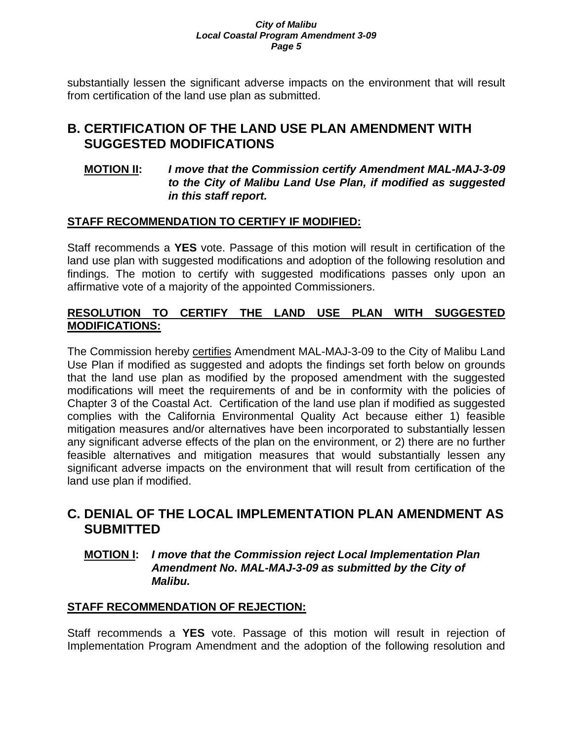substantially lessen the significant adverse impacts on the environment that will result from certification of the land use plan as submitted.

## B. CERTIFICATION OF THE LAND USE PLAN AMENDMENT WITH SUGGESTED MODIFICATIONS

**MOTION II:** ***I move that the Commission certify Amendment MAL-MAJ-3-09 to the City of Malibu Land Use Plan, if modified as suggested in this staff report.***

**STAFF RECOMMENDATION TO CERTIFY IF MODIFIED:**

Staff recommends a **YES** vote. Passage of this motion will result in certification of the land use plan with suggested modifications and adoption of the following resolution and findings. The motion to certify with suggested modifications passes only upon an affirmative vote of a majority of the appointed Commissioners.

**RESOLUTION TO CERTIFY THE LAND USE PLAN WITH SUGGESTED MODIFICATIONS:**

The Commission hereby certifies Amendment MAL-MAJ-3-09 to the City of Malibu Land Use Plan if modified as suggested and adopts the findings set forth below on grounds that the land use plan as modified by the proposed amendment with the suggested modifications will meet the requirements of and be in conformity with the policies of Chapter 3 of the Coastal Act. Certification of the land use plan if modified as suggested complies with the California Environmental Quality Act because either 1) feasible mitigation measures and/or alternatives have been incorporated to substantially lessen any significant adverse effects of the plan on the environment, or 2) there are no further feasible alternatives and mitigation measures that would substantially lessen any significant adverse impacts on the environment that will result from certification of the land use plan if modified.

## C. DENIAL OF THE LOCAL IMPLEMENTATION PLAN AMENDMENT AS SUBMITTED

**MOTION I:** ***I move that the Commission reject Local Implementation Plan Amendment No. MAL-MAJ-3-09 as submitted by the City of Malibu.***

**STAFF RECOMMENDATION OF REJECTION:**

Staff recommends a **YES** vote. Passage of this motion will result in rejection of Implementation Program Amendment and the adoption of the following resolution and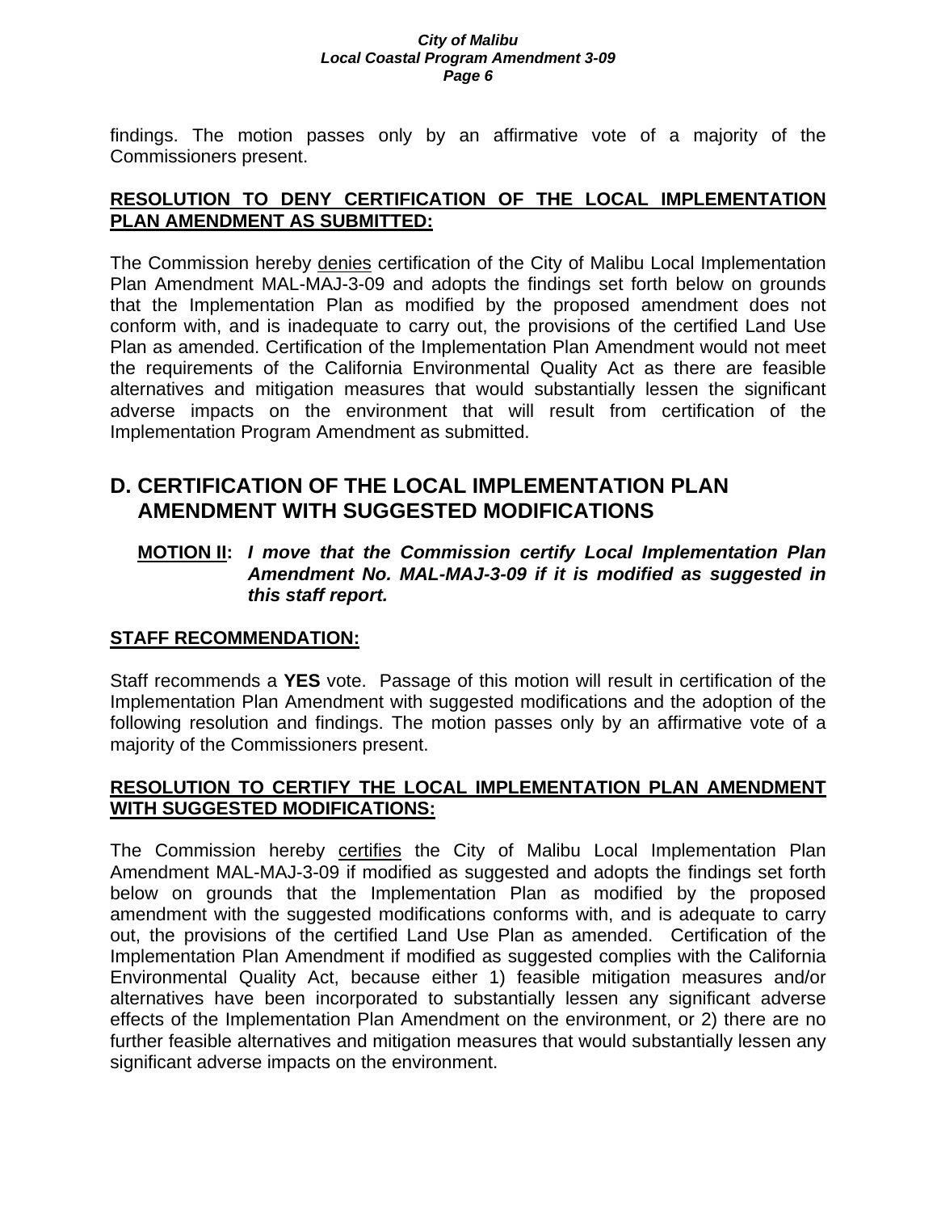findings. The motion passes only by an affirmative vote of a majority of the Commissioners present.

**RESOLUTION TO DENY CERTIFICATION OF THE LOCAL IMPLEMENTATION PLAN AMENDMENT AS SUBMITTED:**

The Commission hereby denies certification of the City of Malibu Local Implementation Plan Amendment MAL-MAJ-3-09 and adopts the findings set forth below on grounds that the Implementation Plan as modified by the proposed amendment does not conform with, and is inadequate to carry out, the provisions of the certified Land Use Plan as amended. Certification of the Implementation Plan Amendment would not meet the requirements of the California Environmental Quality Act as there are feasible alternatives and mitigation measures that would substantially lessen the significant adverse impacts on the environment that will result from certification of the Implementation Program Amendment as submitted.

## D. CERTIFICATION OF THE LOCAL IMPLEMENTATION PLAN AMENDMENT WITH SUGGESTED MODIFICATIONS

**MOTION II:** ***I move that the Commission certify Local Implementation Plan Amendment No. MAL-MAJ-3-09 if it is modified as suggested in this staff report.***

**STAFF RECOMMENDATION:**

Staff recommends a **YES** vote. Passage of this motion will result in certification of the Implementation Plan Amendment with suggested modifications and the adoption of the following resolution and findings. The motion passes only by an affirmative vote of a majority of the Commissioners present.

**RESOLUTION TO CERTIFY THE LOCAL IMPLEMENTATION PLAN AMENDMENT WITH SUGGESTED MODIFICATIONS:**

The Commission hereby certifies the City of Malibu Local Implementation Plan Amendment MAL-MAJ-3-09 if modified as suggested and adopts the findings set forth below on grounds that the Implementation Plan as modified by the proposed amendment with the suggested modifications conforms with, and is adequate to carry out, the provisions of the certified Land Use Plan as amended. Certification of the Implementation Plan Amendment if modified as suggested complies with the California Environmental Quality Act, because either 1) feasible mitigation measures and/or alternatives have been incorporated to substantially lessen any significant adverse effects of the Implementation Plan Amendment on the environment, or 2) there are no further feasible alternatives and mitigation measures that would substantially lessen any significant adverse impacts on the environment.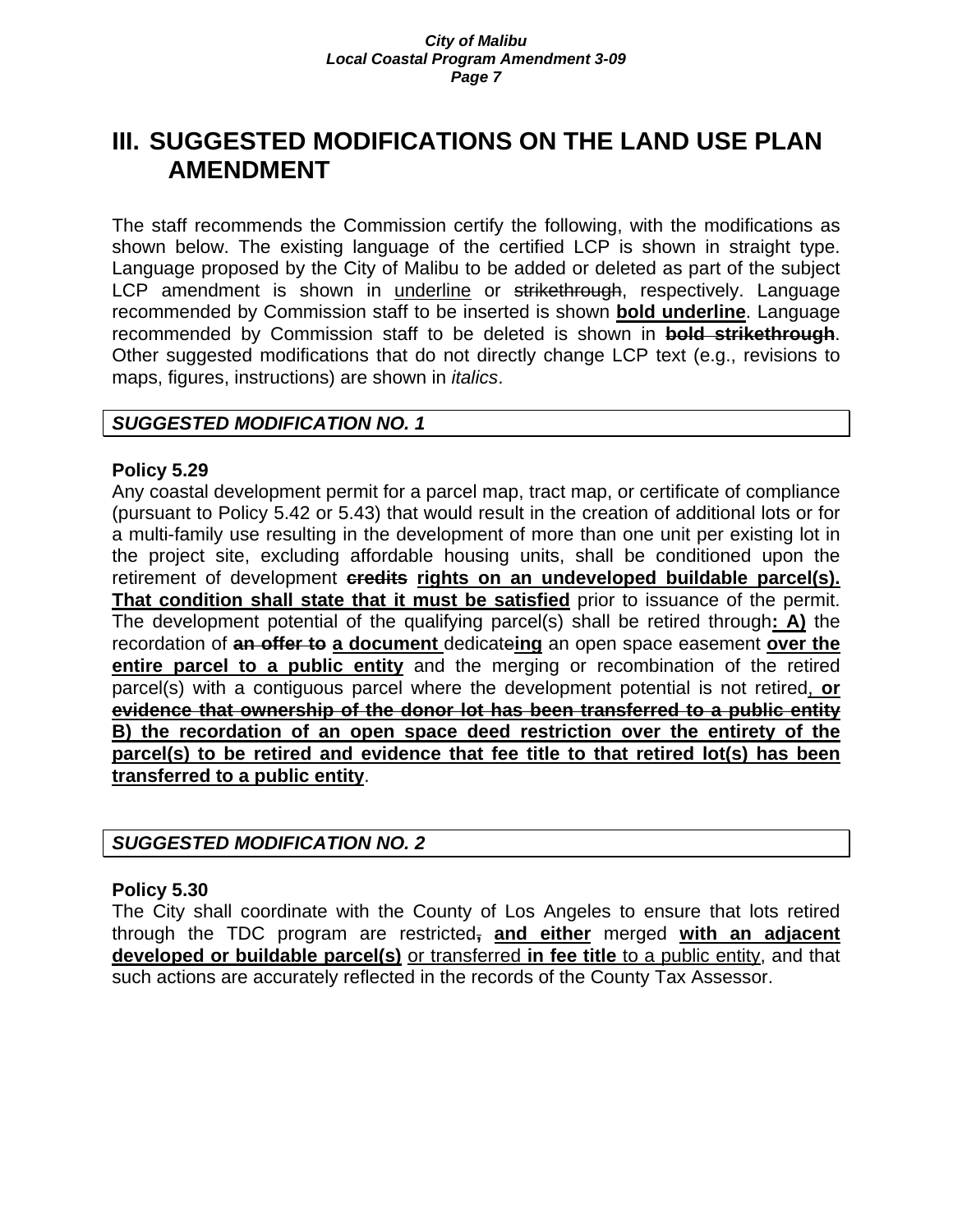# III. SUGGESTED MODIFICATIONS ON THE LAND USE PLAN AMENDMENT

The staff recommends the Commission certify the following, with the modifications as shown below. The existing language of the certified LCP is shown in straight type. Language proposed by the City of Malibu to be added or deleted as part of the subject LCP amendment is shown in <u>underline</u> or ~~strikethrough~~, respectively. Language recommended by Commission staff to be inserted is shown **<u>bold underline</u>**. Language recommended by Commission staff to be deleted is shown in **~~bold strikethrough~~**. Other suggested modifications that do not directly change LCP text (e.g., revisions to maps, figures, instructions) are shown in *italics*.

| ***SUGGESTED MODIFICATION NO. 1*** |
|---|

**Policy 5.29**

Any coastal development permit for a parcel map, tract map, or certificate of compliance (pursuant to Policy 5.42 or 5.43) that would result in the creation of additional lots or for a multi-family use resulting in the development of more than one unit per existing lot in the project site, excluding affordable housing units, shall be conditioned upon the retirement of development **~~credits~~** **<u>rights on an undeveloped buildable parcel(s). That condition shall state that it must be satisfied</u>** prior to issuance of the permit. The development potential of the qualifying parcel(s) shall be retired through**<u>: A)</u>** the recordation of **~~an offer to~~** **<u>a document</u>** dedicat**~~e~~****<u>ing</u>** an open space easement **<u>over the entire parcel to a public entity</u>** and the merging or recombination of the retired parcel(s) with a contiguous parcel where the development potential is not retired<u>,</u> **<u>or</u>** **~~<u>evidence that ownership of the donor lot has been transferred to a public entity</u>~~** **<u>B) the recordation of an open space deed restriction over the entirety of the parcel(s) to be retired and evidence that fee title to that retired lot(s) has been transferred to a public entity</u>**.

| ***SUGGESTED MODIFICATION NO. 2*** |
|---|

**Policy 5.30**

The City shall coordinate with the County of Los Angeles to ensure that lots retired through the TDC program are restricted**~~,~~** **<u>and either</u>** merged **<u>with an adjacent developed or buildable parcel(s)</u>** <u>or transferred</u> **<u>in fee title</u>** <u>to a public entity</u>, and that such actions are accurately reflected in the records of the County Tax Assessor.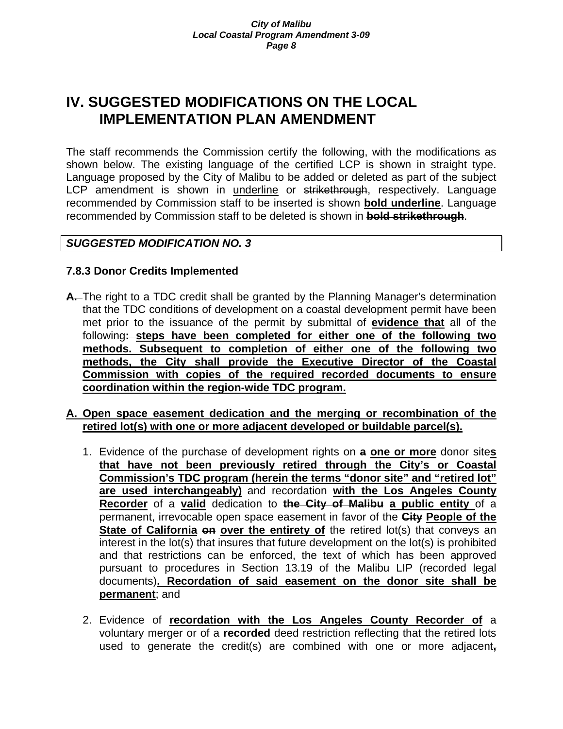# IV. SUGGESTED MODIFICATIONS ON THE LOCAL IMPLEMENTATION PLAN AMENDMENT

The staff recommends the Commission certify the following, with the modifications as shown below. The existing language of the certified LCP is shown in straight type. Language proposed by the City of Malibu to be added or deleted as part of the subject LCP amendment is shown in <u>underline</u> or ~~strikethrough~~, respectively. Language recommended by Commission staff to be inserted is shown **<u>bold underline</u>**. Language recommended by Commission staff to be deleted is shown in **~~bold strikethrough~~**.

***SUGGESTED MODIFICATION NO. 3***

### 7.8.3 Donor Credits Implemented

**~~A.~~** The right to a TDC credit shall be granted by the Planning Manager's determination that the TDC conditions of development on a coastal development permit have been met prior to the issuance of the permit by submittal of **<u>evidence that</u>** all of the following**~~:~~** **<u>steps have been completed for either one of the following two methods. Subsequent to completion of either one of the following two methods, the City shall provide the Executive Director of the Coastal Commission with copies of the required recorded documents to ensure coordination within the region-wide TDC program.</u>**

**<u>A. Open space easement dedication and the merging or recombination of the retired lot(s) with one or more adjacent developed or buildable parcel(s).</u>**

1. Evidence of the purchase of development rights on **~~a~~** **<u>one or more</u>** donor site**<u>s that have not been previously retired through the City's or Coastal Commission's TDC program (herein the terms "donor site" and "retired lot" are used interchangeably)</u>** and recordation **<u>with the Los Angeles County Recorder</u>** of a **<u>valid</u>** dedication to **~~the City of Malibu~~** **<u>a public entity</u>** of a permanent, irrevocable open space easement in favor of the **~~City~~** **<u>People of the State of California</u>** **~~on~~** **<u>over the entirety of</u>** the retired lot(s) that conveys an interest in the lot(s) that insures that future development on the lot(s) is prohibited and that restrictions can be enforced, the text of which has been approved pursuant to procedures in Section 13.19 of the Malibu LIP (recorded legal documents)**<u>. Recordation of said easement on the donor site shall be permanent</u>**; and

2. Evidence of **<u>recordation with the Los Angeles County Recorder of</u>** a voluntary merger or of a **~~recorded~~** deed restriction reflecting that the retired lots used to generate the credit(s) are combined with one or more adjacent**~~,~~**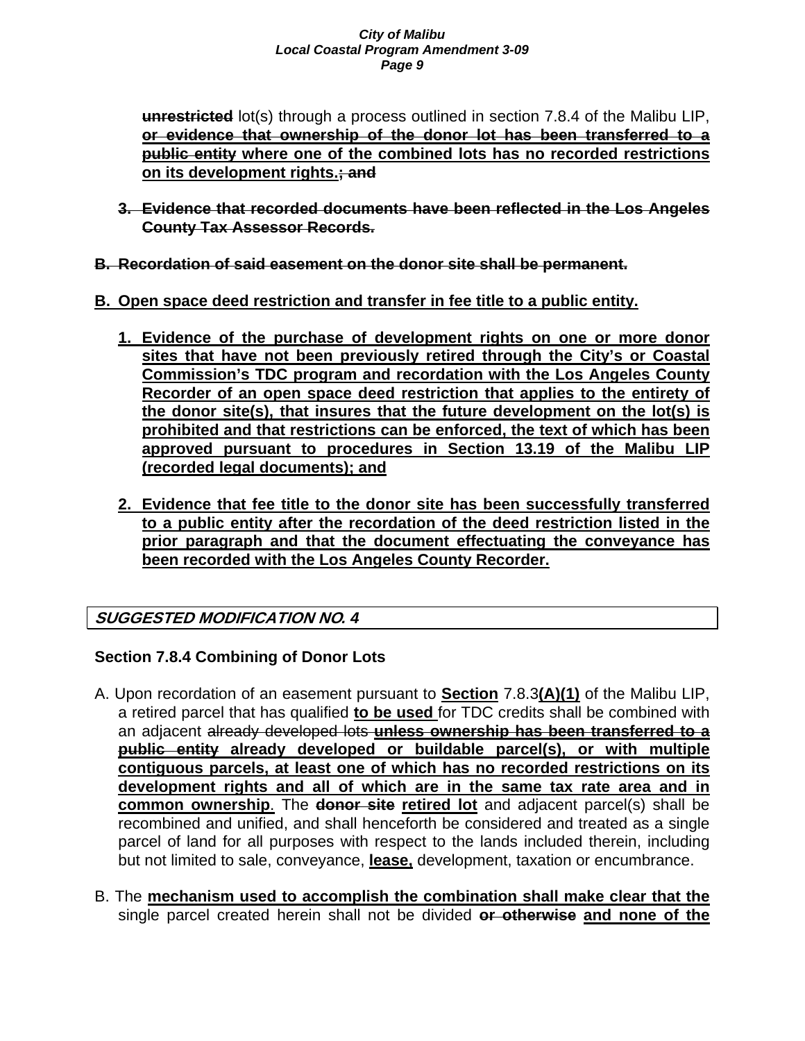~~**unrestricted**~~ lot(s) through a process outlined in section 7.8.4 of the Malibu LIP, ~~**or evidence that ownership of the donor lot has been transferred to a public entity**~~ **where one of the combined lots has no recorded restrictions on its development rights.**~~**; and**~~

3. ~~**Evidence that recorded documents have been reflected in the Los Angeles County Tax Assessor Records.**~~

~~**B. Recordation of said easement on the donor site shall be permanent.**~~

**B. Open space deed restriction and transfer in fee title to a public entity.**

1. **Evidence of the purchase of development rights on one or more donor sites that have not been previously retired through the City's or Coastal Commission's TDC program and recordation with the Los Angeles County Recorder of an open space deed restriction that applies to the entirety of the donor site(s), that insures that the future development on the lot(s) is prohibited and that restrictions can be enforced, the text of which has been approved pursuant to procedures in Section 13.19 of the Malibu LIP (recorded legal documents); and**

2. **Evidence that fee title to the donor site has been successfully transferred to a public entity after the recordation of the deed restriction listed in the prior paragraph and that the document effectuating the conveyance has been recorded with the Los Angeles County Recorder.**

***SUGGESTED MODIFICATION NO. 4***

**Section 7.8.4 Combining of Donor Lots**

A. Upon recordation of an easement pursuant to **Section** 7.8.3**(A)(1)** of the Malibu LIP, a retired parcel that has qualified **to be used** for TDC credits shall be combined with an adjacent ~~already developed lots~~ ~~**unless ownership has been transferred to a public entity**~~ **already developed or buildable parcel(s), or with multiple contiguous parcels, at least one of which has no recorded restrictions on its development rights and all of which are in the same tax rate area and in common ownership**. The ~~**donor site**~~ **retired lot** and adjacent parcel(s) shall be recombined and unified, and shall henceforth be considered and treated as a single parcel of land for all purposes with respect to the lands included therein, including but not limited to sale, conveyance, **lease,** development, taxation or encumbrance.

B. The **mechanism used to accomplish the combination shall make clear that the** single parcel created herein shall not be divided ~~**or otherwise**~~ **and none of the**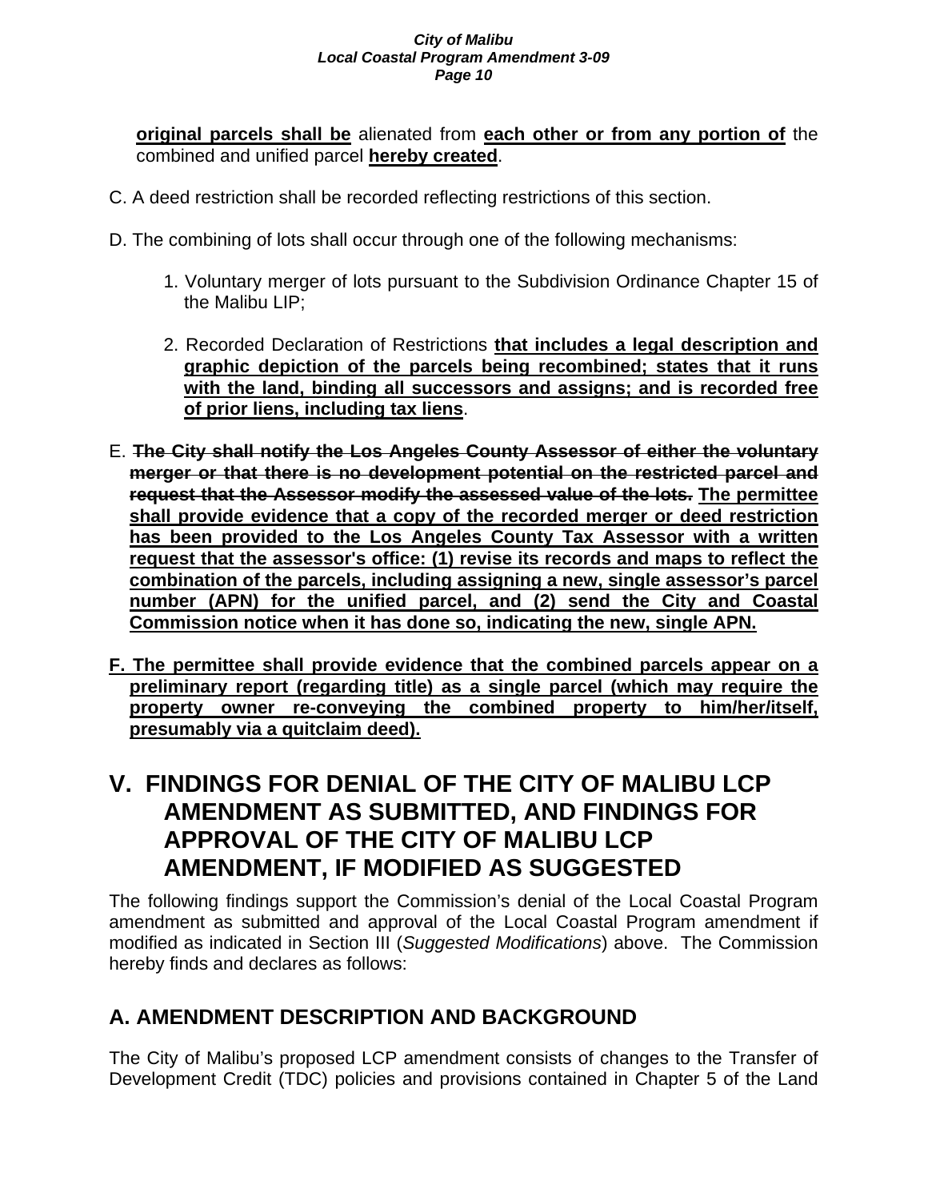**original parcels shall be** alienated from **each other or from any portion of** the combined and unified parcel **hereby created**.

C. A deed restriction shall be recorded reflecting restrictions of this section.

D. The combining of lots shall occur through one of the following mechanisms:

1. Voluntary merger of lots pursuant to the Subdivision Ordinance Chapter 15 of the Malibu LIP;

2. Recorded Declaration of Restrictions **that includes a legal description and graphic depiction of the parcels being recombined; states that it runs with the land, binding all successors and assigns; and is recorded free of prior liens, including tax liens**.

E. ~~**The City shall notify the Los Angeles County Assessor of either the voluntary merger or that there is no development potential on the restricted parcel and request that the Assessor modify the assessed value of the lots.**~~ **The permittee shall provide evidence that a copy of the recorded merger or deed restriction has been provided to the Los Angeles County Tax Assessor with a written request that the assessor's office: (1) revise its records and maps to reflect the combination of the parcels, including assigning a new, single assessor's parcel number (APN) for the unified parcel, and (2) send the City and Coastal Commission notice when it has done so, indicating the new, single APN.**

**F. The permittee shall provide evidence that the combined parcels appear on a preliminary report (regarding title) as a single parcel (which may require the property owner re-conveying the combined property to him/her/itself, presumably via a quitclaim deed).**

# V. FINDINGS FOR DENIAL OF THE CITY OF MALIBU LCP AMENDMENT AS SUBMITTED, AND FINDINGS FOR APPROVAL OF THE CITY OF MALIBU LCP AMENDMENT, IF MODIFIED AS SUGGESTED

The following findings support the Commission's denial of the Local Coastal Program amendment as submitted and approval of the Local Coastal Program amendment if modified as indicated in Section III (*Suggested Modifications*) above. The Commission hereby finds and declares as follows:

## A. AMENDMENT DESCRIPTION AND BACKGROUND

The City of Malibu's proposed LCP amendment consists of changes to the Transfer of Development Credit (TDC) policies and provisions contained in Chapter 5 of the Land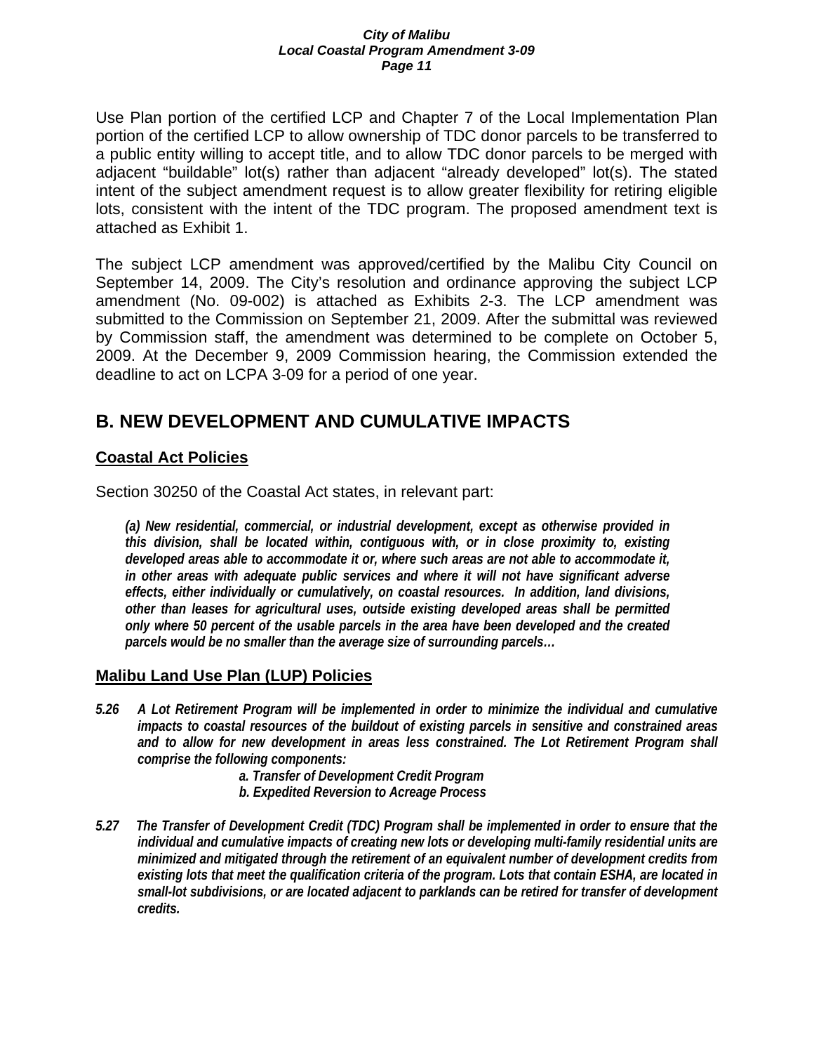Use Plan portion of the certified LCP and Chapter 7 of the Local Implementation Plan portion of the certified LCP to allow ownership of TDC donor parcels to be transferred to a public entity willing to accept title, and to allow TDC donor parcels to be merged with adjacent "buildable" lot(s) rather than adjacent "already developed" lot(s). The stated intent of the subject amendment request is to allow greater flexibility for retiring eligible lots, consistent with the intent of the TDC program. The proposed amendment text is attached as Exhibit 1.

The subject LCP amendment was approved/certified by the Malibu City Council on September 14, 2009. The City's resolution and ordinance approving the subject LCP amendment (No. 09-002) is attached as Exhibits 2-3. The LCP amendment was submitted to the Commission on September 21, 2009. After the submittal was reviewed by Commission staff, the amendment was determined to be complete on October 5, 2009. At the December 9, 2009 Commission hearing, the Commission extended the deadline to act on LCPA 3-09 for a period of one year.

## B. NEW DEVELOPMENT AND CUMULATIVE IMPACTS

### Coastal Act Policies

Section 30250 of the Coastal Act states, in relevant part:

> ***(a) New residential, commercial, or industrial development, except as otherwise provided in this division, shall be located within, contiguous with, or in close proximity to, existing developed areas able to accommodate it or, where such areas are not able to accommodate it, in other areas with adequate public services and where it will not have significant adverse effects, either individually or cumulatively, on coastal resources. In addition, land divisions, other than leases for agricultural uses, outside existing developed areas shall be permitted only where 50 percent of the usable parcels in the area have been developed and the created parcels would be no smaller than the average size of surrounding parcels…***

### Malibu Land Use Plan (LUP) Policies

***5.26 A Lot Retirement Program will be implemented in order to minimize the individual and cumulative impacts to coastal resources of the buildout of existing parcels in sensitive and constrained areas and to allow for new development in areas less constrained. The Lot Retirement Program shall comprise the following components:***

> ***a. Transfer of Development Credit Program***
> ***b. Expedited Reversion to Acreage Process***

***5.27 The Transfer of Development Credit (TDC) Program shall be implemented in order to ensure that the individual and cumulative impacts of creating new lots or developing multi-family residential units are minimized and mitigated through the retirement of an equivalent number of development credits from existing lots that meet the qualification criteria of the program. Lots that contain ESHA, are located in small-lot subdivisions, or are located adjacent to parklands can be retired for transfer of development credits.***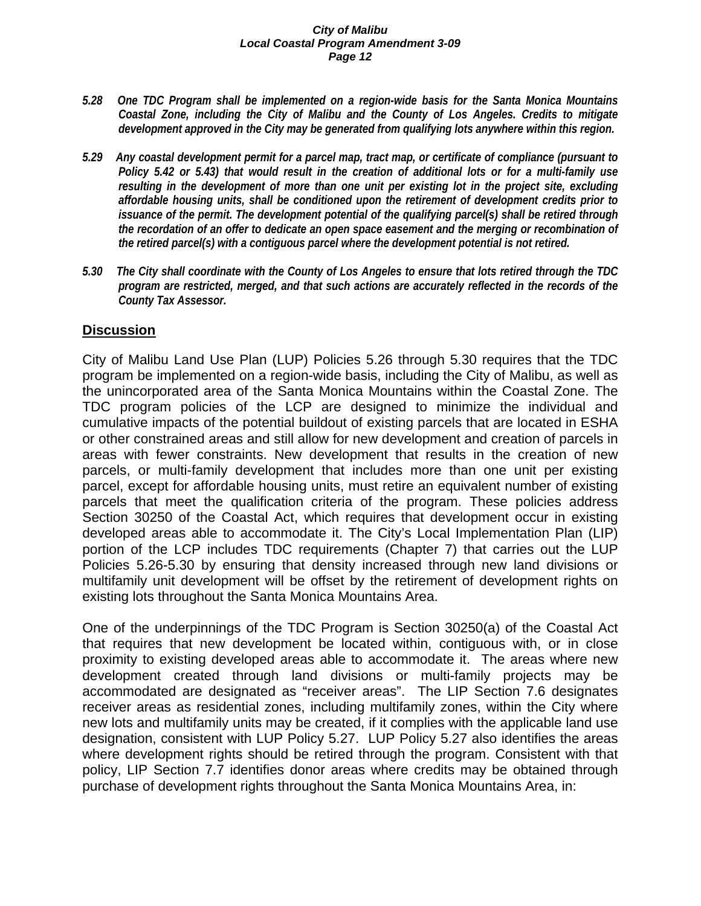*5.28 One TDC Program shall be implemented on a region-wide basis for the Santa Monica Mountains Coastal Zone, including the City of Malibu and the County of Los Angeles. Credits to mitigate development approved in the City may be generated from qualifying lots anywhere within this region.*

*5.29 Any coastal development permit for a parcel map, tract map, or certificate of compliance (pursuant to Policy 5.42 or 5.43) that would result in the creation of additional lots or for a multi-family use resulting in the development of more than one unit per existing lot in the project site, excluding affordable housing units, shall be conditioned upon the retirement of development credits prior to issuance of the permit. The development potential of the qualifying parcel(s) shall be retired through the recordation of an offer to dedicate an open space easement and the merging or recombination of the retired parcel(s) with a contiguous parcel where the development potential is not retired.*

*5.30 The City shall coordinate with the County of Los Angeles to ensure that lots retired through the TDC program are restricted, merged, and that such actions are accurately reflected in the records of the County Tax Assessor.*

## Discussion

City of Malibu Land Use Plan (LUP) Policies 5.26 through 5.30 requires that the TDC program be implemented on a region-wide basis, including the City of Malibu, as well as the unincorporated area of the Santa Monica Mountains within the Coastal Zone. The TDC program policies of the LCP are designed to minimize the individual and cumulative impacts of the potential buildout of existing parcels that are located in ESHA or other constrained areas and still allow for new development and creation of parcels in areas with fewer constraints. New development that results in the creation of new parcels, or multi-family development that includes more than one unit per existing parcel, except for affordable housing units, must retire an equivalent number of existing parcels that meet the qualification criteria of the program. These policies address Section 30250 of the Coastal Act, which requires that development occur in existing developed areas able to accommodate it. The City's Local Implementation Plan (LIP) portion of the LCP includes TDC requirements (Chapter 7) that carries out the LUP Policies 5.26-5.30 by ensuring that density increased through new land divisions or multifamily unit development will be offset by the retirement of development rights on existing lots throughout the Santa Monica Mountains Area.

One of the underpinnings of the TDC Program is Section 30250(a) of the Coastal Act that requires that new development be located within, contiguous with, or in close proximity to existing developed areas able to accommodate it. The areas where new development created through land divisions or multi-family projects may be accommodated are designated as "receiver areas". The LIP Section 7.6 designates receiver areas as residential zones, including multifamily zones, within the City where new lots and multifamily units may be created, if it complies with the applicable land use designation, consistent with LUP Policy 5.27. LUP Policy 5.27 also identifies the areas where development rights should be retired through the program. Consistent with that policy, LIP Section 7.7 identifies donor areas where credits may be obtained through purchase of development rights throughout the Santa Monica Mountains Area, in: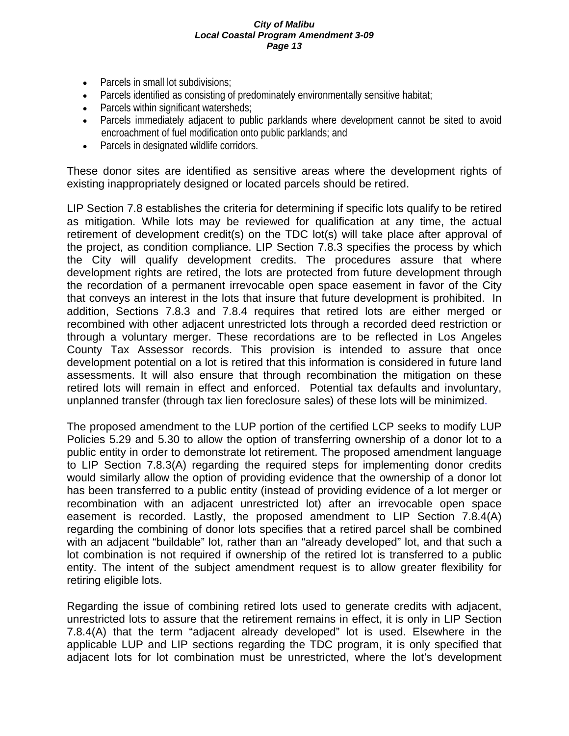- Parcels in small lot subdivisions;
- Parcels identified as consisting of predominately environmentally sensitive habitat;
- Parcels within significant watersheds;
- Parcels immediately adjacent to public parklands where development cannot be sited to avoid encroachment of fuel modification onto public parklands; and
- Parcels in designated wildlife corridors.

These donor sites are identified as sensitive areas where the development rights of existing inappropriately designed or located parcels should be retired.

LIP Section 7.8 establishes the criteria for determining if specific lots qualify to be retired as mitigation. While lots may be reviewed for qualification at any time, the actual retirement of development credit(s) on the TDC lot(s) will take place after approval of the project, as condition compliance. LIP Section 7.8.3 specifies the process by which the City will qualify development credits. The procedures assure that where development rights are retired, the lots are protected from future development through the recordation of a permanent irrevocable open space easement in favor of the City that conveys an interest in the lots that insure that future development is prohibited. In addition, Sections 7.8.3 and 7.8.4 requires that retired lots are either merged or recombined with other adjacent unrestricted lots through a recorded deed restriction or through a voluntary merger. These recordations are to be reflected in Los Angeles County Tax Assessor records. This provision is intended to assure that once development potential on a lot is retired that this information is considered in future land assessments. It will also ensure that through recombination the mitigation on these retired lots will remain in effect and enforced. Potential tax defaults and involuntary, unplanned transfer (through tax lien foreclosure sales) of these lots will be minimized.

The proposed amendment to the LUP portion of the certified LCP seeks to modify LUP Policies 5.29 and 5.30 to allow the option of transferring ownership of a donor lot to a public entity in order to demonstrate lot retirement. The proposed amendment language to LIP Section 7.8.3(A) regarding the required steps for implementing donor credits would similarly allow the option of providing evidence that the ownership of a donor lot has been transferred to a public entity (instead of providing evidence of a lot merger or recombination with an adjacent unrestricted lot) after an irrevocable open space easement is recorded. Lastly, the proposed amendment to LIP Section 7.8.4(A) regarding the combining of donor lots specifies that a retired parcel shall be combined with an adjacent "buildable" lot, rather than an "already developed" lot, and that such a lot combination is not required if ownership of the retired lot is transferred to a public entity. The intent of the subject amendment request is to allow greater flexibility for retiring eligible lots.

Regarding the issue of combining retired lots used to generate credits with adjacent, unrestricted lots to assure that the retirement remains in effect, it is only in LIP Section 7.8.4(A) that the term "adjacent already developed" lot is used. Elsewhere in the applicable LUP and LIP sections regarding the TDC program, it is only specified that adjacent lots for lot combination must be unrestricted, where the lot's development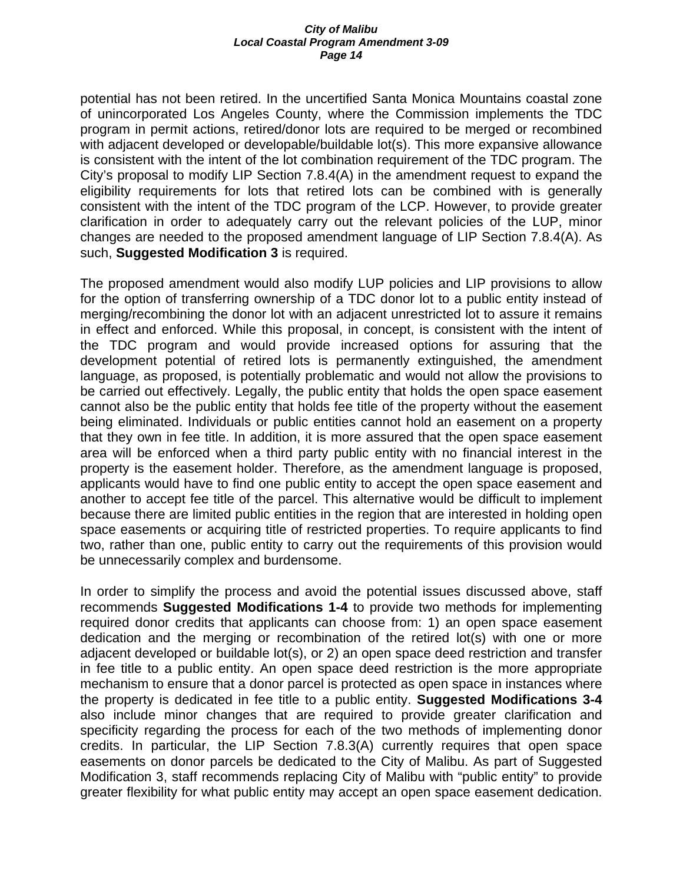potential has not been retired. In the uncertified Santa Monica Mountains coastal zone of unincorporated Los Angeles County, where the Commission implements the TDC program in permit actions, retired/donor lots are required to be merged or recombined with adjacent developed or developable/buildable lot(s). This more expansive allowance is consistent with the intent of the lot combination requirement of the TDC program. The City's proposal to modify LIP Section 7.8.4(A) in the amendment request to expand the eligibility requirements for lots that retired lots can be combined with is generally consistent with the intent of the TDC program of the LCP. However, to provide greater clarification in order to adequately carry out the relevant policies of the LUP, minor changes are needed to the proposed amendment language of LIP Section 7.8.4(A). As such, **Suggested Modification 3** is required.

The proposed amendment would also modify LUP policies and LIP provisions to allow for the option of transferring ownership of a TDC donor lot to a public entity instead of merging/recombining the donor lot with an adjacent unrestricted lot to assure it remains in effect and enforced. While this proposal, in concept, is consistent with the intent of the TDC program and would provide increased options for assuring that the development potential of retired lots is permanently extinguished, the amendment language, as proposed, is potentially problematic and would not allow the provisions to be carried out effectively. Legally, the public entity that holds the open space easement cannot also be the public entity that holds fee title of the property without the easement being eliminated. Individuals or public entities cannot hold an easement on a property that they own in fee title. In addition, it is more assured that the open space easement area will be enforced when a third party public entity with no financial interest in the property is the easement holder. Therefore, as the amendment language is proposed, applicants would have to find one public entity to accept the open space easement and another to accept fee title of the parcel. This alternative would be difficult to implement because there are limited public entities in the region that are interested in holding open space easements or acquiring title of restricted properties. To require applicants to find two, rather than one, public entity to carry out the requirements of this provision would be unnecessarily complex and burdensome.

In order to simplify the process and avoid the potential issues discussed above, staff recommends **Suggested Modifications 1-4** to provide two methods for implementing required donor credits that applicants can choose from: 1) an open space easement dedication and the merging or recombination of the retired lot(s) with one or more adjacent developed or buildable lot(s), or 2) an open space deed restriction and transfer in fee title to a public entity. An open space deed restriction is the more appropriate mechanism to ensure that a donor parcel is protected as open space in instances where the property is dedicated in fee title to a public entity. **Suggested Modifications 3-4** also include minor changes that are required to provide greater clarification and specificity regarding the process for each of the two methods of implementing donor credits. In particular, the LIP Section 7.8.3(A) currently requires that open space easements on donor parcels be dedicated to the City of Malibu. As part of Suggested Modification 3, staff recommends replacing City of Malibu with "public entity" to provide greater flexibility for what public entity may accept an open space easement dedication.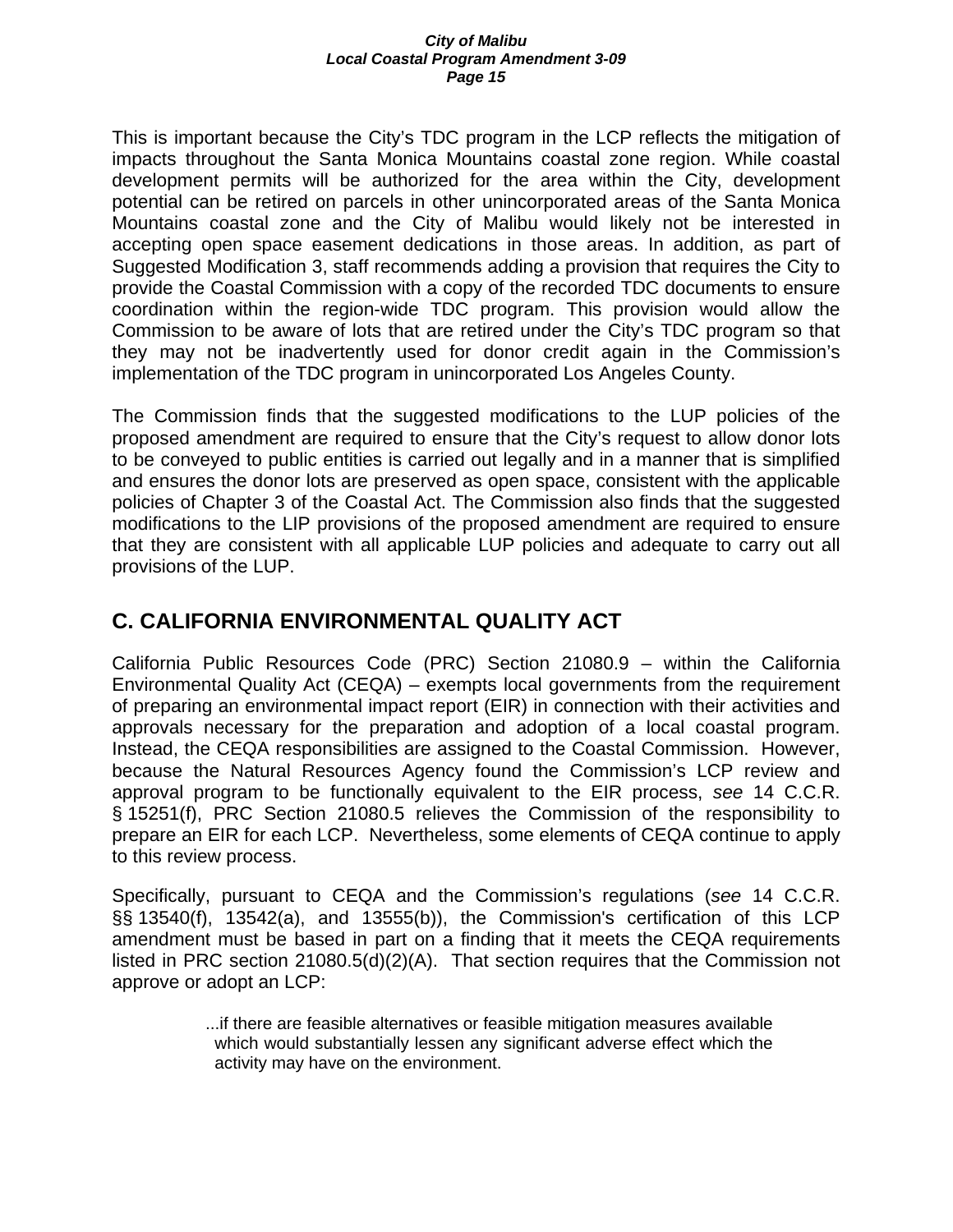This is important because the City's TDC program in the LCP reflects the mitigation of impacts throughout the Santa Monica Mountains coastal zone region. While coastal development permits will be authorized for the area within the City, development potential can be retired on parcels in other unincorporated areas of the Santa Monica Mountains coastal zone and the City of Malibu would likely not be interested in accepting open space easement dedications in those areas. In addition, as part of Suggested Modification 3, staff recommends adding a provision that requires the City to provide the Coastal Commission with a copy of the recorded TDC documents to ensure coordination within the region-wide TDC program. This provision would allow the Commission to be aware of lots that are retired under the City's TDC program so that they may not be inadvertently used for donor credit again in the Commission's implementation of the TDC program in unincorporated Los Angeles County.

The Commission finds that the suggested modifications to the LUP policies of the proposed amendment are required to ensure that the City's request to allow donor lots to be conveyed to public entities is carried out legally and in a manner that is simplified and ensures the donor lots are preserved as open space, consistent with the applicable policies of Chapter 3 of the Coastal Act. The Commission also finds that the suggested modifications to the LIP provisions of the proposed amendment are required to ensure that they are consistent with all applicable LUP policies and adequate to carry out all provisions of the LUP.

## C. CALIFORNIA ENVIRONMENTAL QUALITY ACT

California Public Resources Code (PRC) Section 21080.9 – within the California Environmental Quality Act (CEQA) – exempts local governments from the requirement of preparing an environmental impact report (EIR) in connection with their activities and approvals necessary for the preparation and adoption of a local coastal program. Instead, the CEQA responsibilities are assigned to the Coastal Commission. However, because the Natural Resources Agency found the Commission's LCP review and approval program to be functionally equivalent to the EIR process, *see* 14 C.C.R. § 15251(f), PRC Section 21080.5 relieves the Commission of the responsibility to prepare an EIR for each LCP. Nevertheless, some elements of CEQA continue to apply to this review process.

Specifically, pursuant to CEQA and the Commission's regulations (*see* 14 C.C.R. §§ 13540(f), 13542(a), and 13555(b)), the Commission's certification of this LCP amendment must be based in part on a finding that it meets the CEQA requirements listed in PRC section 21080.5(d)(2)(A). That section requires that the Commission not approve or adopt an LCP:

> ...if there are feasible alternatives or feasible mitigation measures available which would substantially lessen any significant adverse effect which the activity may have on the environment.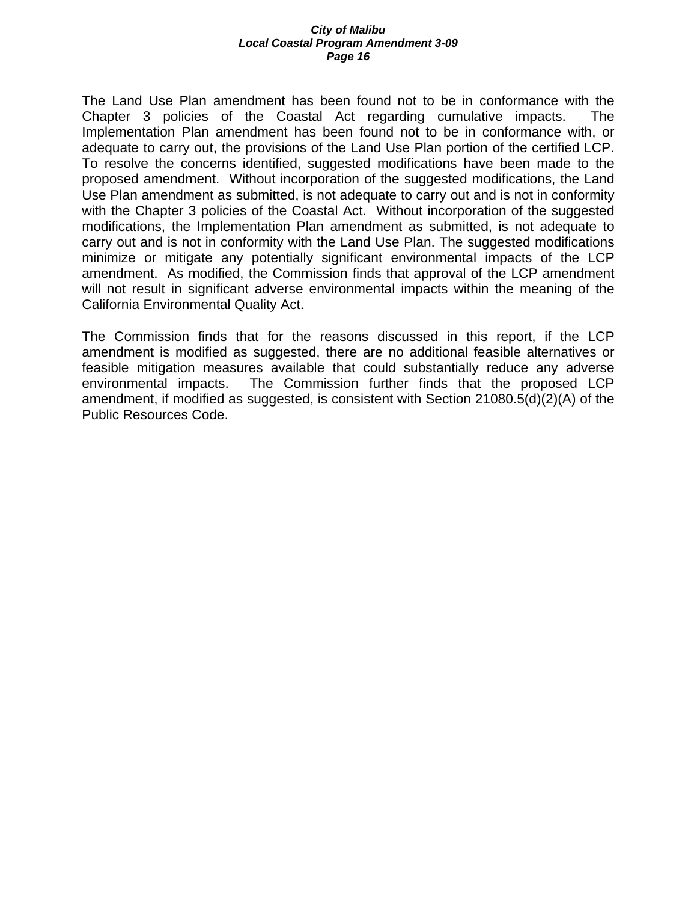The Land Use Plan amendment has been found not to be in conformance with the Chapter 3 policies of the Coastal Act regarding cumulative impacts. The Implementation Plan amendment has been found not to be in conformance with, or adequate to carry out, the provisions of the Land Use Plan portion of the certified LCP. To resolve the concerns identified, suggested modifications have been made to the proposed amendment. Without incorporation of the suggested modifications, the Land Use Plan amendment as submitted, is not adequate to carry out and is not in conformity with the Chapter 3 policies of the Coastal Act. Without incorporation of the suggested modifications, the Implementation Plan amendment as submitted, is not adequate to carry out and is not in conformity with the Land Use Plan. The suggested modifications minimize or mitigate any potentially significant environmental impacts of the LCP amendment. As modified, the Commission finds that approval of the LCP amendment will not result in significant adverse environmental impacts within the meaning of the California Environmental Quality Act.

The Commission finds that for the reasons discussed in this report, if the LCP amendment is modified as suggested, there are no additional feasible alternatives or feasible mitigation measures available that could substantially reduce any adverse environmental impacts. The Commission further finds that the proposed LCP amendment, if modified as suggested, is consistent with Section 21080.5(d)(2)(A) of the Public Resources Code.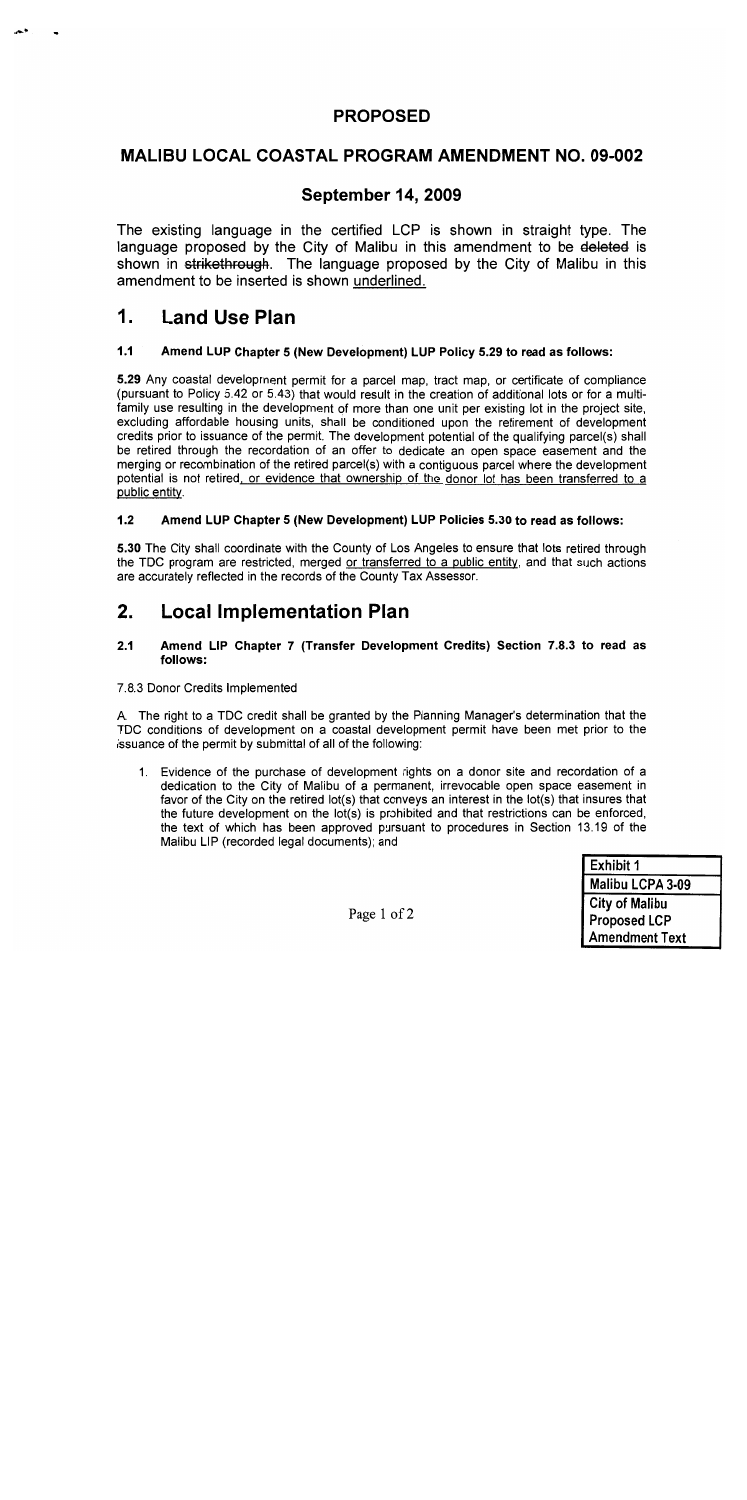## PROPOSED

## MALIBU LOCAL COASTAL PROGRAM AMENDMENT NO. 09-002

### September 14, 2009

The existing language in the certified LCP is shown in straight type. The language proposed by the City of Malibu in this amendment to be ~~deleted~~ is shown in ~~strikethrough~~. The language proposed by the City of Malibu in this amendment to be inserted is shown <u>underlined.</u>

# 1. Land Use Plan

#### 1.1 Amend LUP Chapter 5 (New Development) LUP Policy 5.29 to read as follows:

**5.29** Any coastal development permit for a parcel map, tract map, or certificate of compliance (pursuant to Policy 5.42 or 5.43) that would result in the creation of additional lots or for a multi-family use resulting in the development of more than one unit per existing lot in the project site, excluding affordable housing units, shall be conditioned upon the retirement of development credits prior to issuance of the permit. The development potential of the qualifying parcel(s) shall be retired through the recordation of an offer to dedicate an open space easement and the merging or recombination of the retired parcel(s) with a contiguous parcel where the development potential is not retired<u>, or evidence that ownership of the donor lot has been transferred to a public entity</u>.

#### 1.2 Amend LUP Chapter 5 (New Development) LUP Policies 5.30 to read as follows:

**5.30** The City shall coordinate with the County of Los Angeles to ensure that lots retired through the TDC program are restricted, merged <u>or transferred to a public entity</u>, and that such actions are accurately reflected in the records of the County Tax Assessor.

# 2. Local Implementation Plan

#### 2.1 Amend LIP Chapter 7 (Transfer Development Credits) Section 7.8.3 to read as follows:

7.8.3 Donor Credits Implemented

A. The right to a TDC credit shall be granted by the Planning Manager's determination that the TDC conditions of development on a coastal development permit have been met prior to the issuance of the permit by submittal of all of the following:

1. Evidence of the purchase of development rights on a donor site and recordation of a dedication to the City of Malibu of a permanent, irrevocable open space easement in favor of the City on the retired lot(s) that conveys an interest in the lot(s) that insures that the future development on the lot(s) is prohibited and that restrictions can be enforced, the text of which has been approved pursuant to procedures in Section 13.19 of the Malibu LIP (recorded legal documents); and

| Exhibit 1 |
|---|
| Malibu LCPA 3-09 |
| City of Malibu Proposed LCP Amendment Text |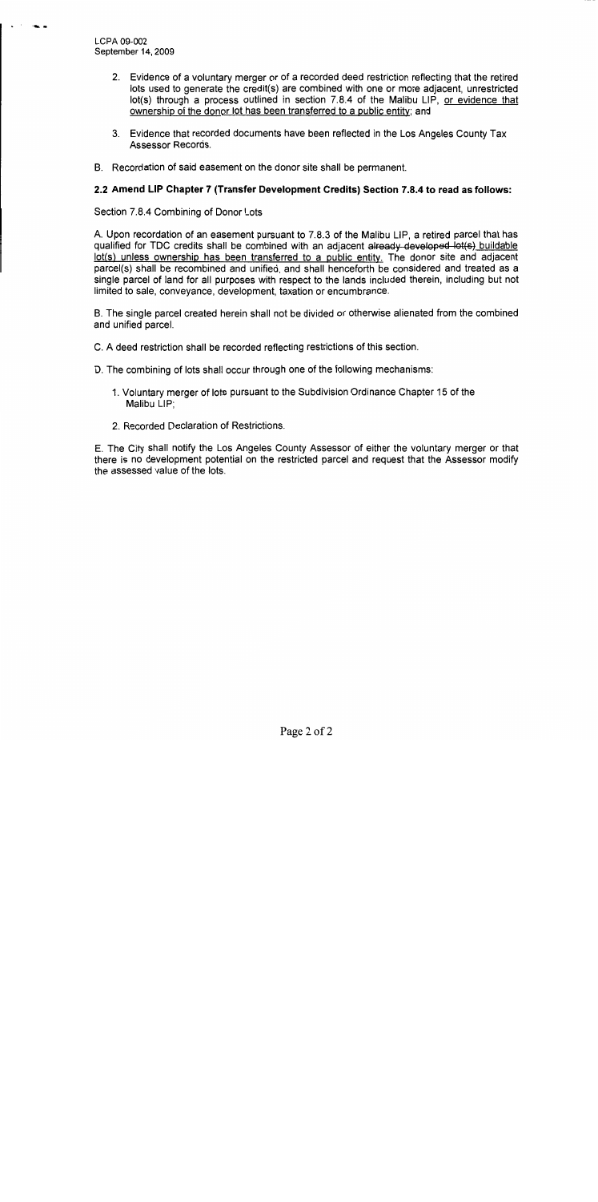2. Evidence of a voluntary merger or of a recorded deed restriction reflecting that the retired lots used to generate the credit(s) are combined with one or more adjacent, unrestricted lot(s) through a process outlined in section 7.8.4 of the Malibu LIP, <u>or evidence that ownership of the donor lot has been transferred to a public entity</u>; and

3. Evidence that recorded documents have been reflected in the Los Angeles County Tax Assessor Records.

B. Recordation of said easement on the donor site shall be permanent.

**2.2 Amend LIP Chapter 7 (Transfer Development Credits) Section 7.8.4 to read as follows:**

Section 7.8.4 Combining of Donor Lots

A. Upon recordation of an easement pursuant to 7.8.3 of the Malibu LIP, a retired parcel that has qualified for TDC credits shall be combined with an adjacent ~~already developed lot(s)~~ <u>buildable lot(s) unless ownership has been transferred to a public entity</u>. The donor site and adjacent parcel(s) shall be recombined and unified, and shall henceforth be considered and treated as a single parcel of land for all purposes with respect to the lands included therein, including but not limited to sale, conveyance, development, taxation or encumbrance.

B. The single parcel created herein shall not be divided or otherwise alienated from the combined and unified parcel.

C. A deed restriction shall be recorded reflecting restrictions of this section.

D. The combining of lots shall occur through one of the following mechanisms:

1. Voluntary merger of lots pursuant to the Subdivision Ordinance Chapter 15 of the Malibu LIP;

2. Recorded Declaration of Restrictions.

E. The City shall notify the Los Angeles County Assessor of either the voluntary merger or that there is no development potential on the restricted parcel and request that the Assessor modify the assessed value of the lots.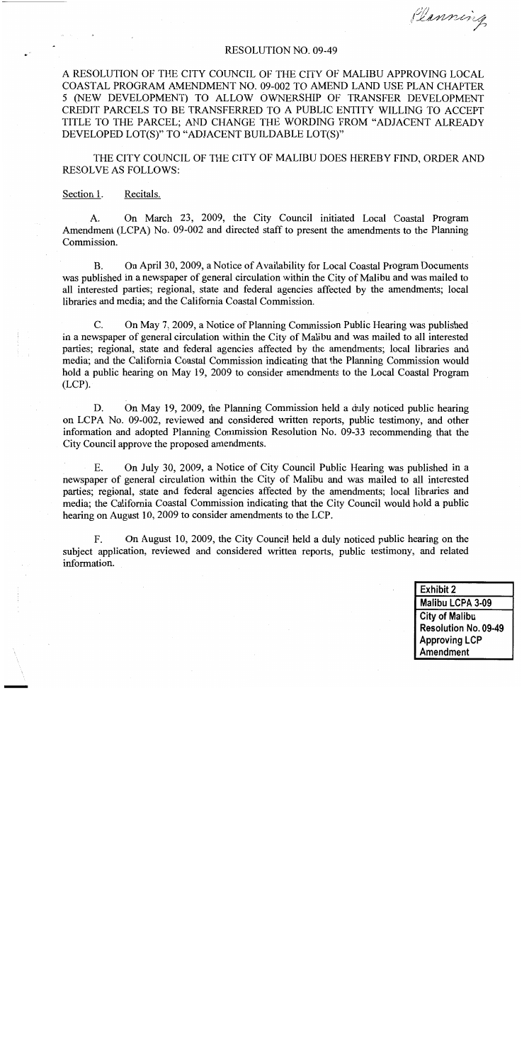Planning

RESOLUTION NO. 09-49

A RESOLUTION OF THE CITY COUNCIL OF THE CITY OF MALIBU APPROVING LOCAL COASTAL PROGRAM AMENDMENT NO. 09-002 TO AMEND LAND USE PLAN CHAPTER 5 (NEW DEVELOPMENT) TO ALLOW OWNERSHIP OF TRANSFER DEVELOPMENT CREDIT PARCELS TO BE TRANSFERRED TO A PUBLIC ENTITY WILLING TO ACCEPT TITLE TO THE PARCEL; AND CHANGE THE WORDING FROM "ADJACENT ALREADY DEVELOPED LOT(S)" TO "ADJACENT BUILDABLE LOT(S)"

THE CITY COUNCIL OF THE CITY OF MALIBU DOES HEREBY FIND, ORDER AND RESOLVE AS FOLLOWS:

Section 1. Recitals.

A. On March 23, 2009, the City Council initiated Local Coastal Program Amendment (LCPA) No. 09-002 and directed staff to present the amendments to the Planning Commission.

B. On April 30, 2009, a Notice of Availability for Local Coastal Program Documents was published in a newspaper of general circulation within the City of Malibu and was mailed to all interested parties; regional, state and federal agencies affected by the amendments; local libraries and media; and the California Coastal Commission.

C. On May 7, 2009, a Notice of Planning Commission Public Hearing was published in a newspaper of general circulation within the City of Malibu and was mailed to all interested parties; regional, state and federal agencies affected by the amendments; local libraries and media; and the California Coastal Commission indicating that the Planning Commission would hold a public hearing on May 19, 2009 to consider amendments to the Local Coastal Program (LCP).

D. On May 19, 2009, the Planning Commission held a duly noticed public hearing on LCPA No. 09-002, reviewed and considered written reports, public testimony, and other information and adopted Planning Commission Resolution No. 09-33 recommending that the City Council approve the proposed amendments.

E. On July 30, 2009, a Notice of City Council Public Hearing was published in a newspaper of general circulation within the City of Malibu and was mailed to all interested parties; regional, state and federal agencies affected by the amendments; local libraries and media; the California Coastal Commission indicating that the City Council would hold a public hearing on August 10, 2009 to consider amendments to the LCP.

F. On August 10, 2009, the City Council held a duly noticed public hearing on the subject application, reviewed and considered written reports, public testimony, and related information.

| Exhibit 2 |
|---|
| Malibu LCPA 3-09 |
| City of Malibu Resolution No. 09-49 Approving LCP Amendment |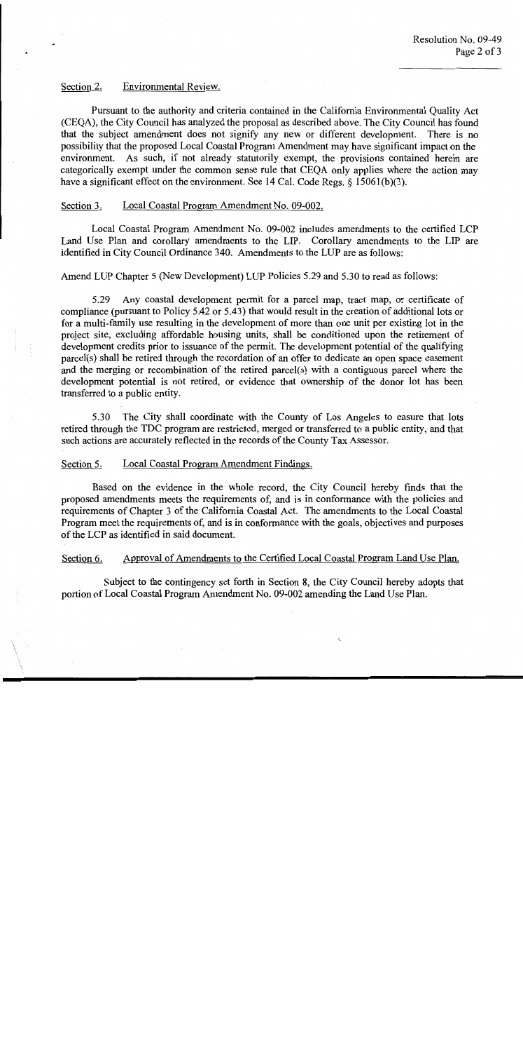Section 2. Environmental Review.

Pursuant to the authority and criteria contained in the California Environmental Quality Act (CEQA), the City Council has analyzed the proposal as described above. The City Council has found that the subject amendment does not signify any new or different development. There is no possibility that the proposed Local Coastal Program Amendment may have significant impact on the environment. As such, if not already statutorily exempt, the provisions contained herein are categorically exempt under the common sense rule that CEQA only applies where the action may have a significant effect on the environment. See 14 Cal. Code Regs. § 15061(b)(3).

Section 3. Local Coastal Program Amendment No. 09-002.

Local Coastal Program Amendment No. 09-002 includes amendments to the certified LCP Land Use Plan and corollary amendments to the LIP. Corollary amendments to the LIP are identified in City Council Ordinance 340. Amendments to the LUP are as follows:

Amend LUP Chapter 5 (New Development) LUP Policies 5.29 and 5.30 to read as follows:

5.29 Any coastal development permit for a parcel map, tract map, or certificate of compliance (pursuant to Policy 5.42 or 5.43) that would result in the creation of additional lots or for a multi-family use resulting in the development of more than one unit per existing lot in the project site, excluding affordable housing units, shall be conditioned upon the retirement of development credits prior to issuance of the permit. The development potential of the qualifying parcel(s) shall be retired through the recordation of an offer to dedicate an open space easement and the merging or recombination of the retired parcel(s) with a contiguous parcel where the development potential is not retired, or evidence that ownership of the donor lot has been transferred to a public entity.

5.30 The City shall coordinate with the County of Los Angeles to ensure that lots retired through the TDC program are restricted, merged or transferred to a public entity, and that such actions are accurately reflected in the records of the County Tax Assessor.

Section 5. Local Coastal Program Amendment Findings.

Based on the evidence in the whole record, the City Council hereby finds that the proposed amendments meets the requirements of, and is in conformance with the policies and requirements of Chapter 3 of the California Coastal Act. The amendments to the Local Coastal Program meet the requirements of, and is in conformance with the goals, objectives and purposes of the LCP as identified in said document.

Section 6. Approval of Amendments to the Certified Local Coastal Program Land Use Plan.

Subject to the contingency set forth in Section 8, the City Council hereby adopts that portion of Local Coastal Program Amendment No. 09-002 amending the Land Use Plan.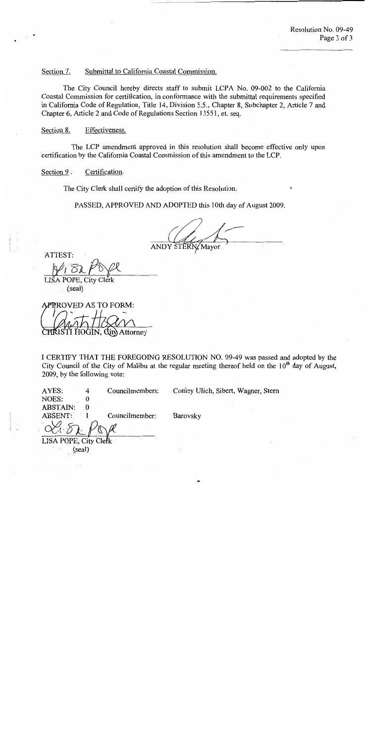Section 7. Submittal to California Coastal Commission.

The City Council hereby directs staff to submit LCPA No. 09-002 to the California Coastal Commission for certification, in conformance with the submittal requirements specified in California Code of Regulation, Title 14, Division 5.5., Chapter 8, Subchapter 2, Article 7 and Chapter 6, Article 2 and Code of Regulations Section 13551, et. seq.

Section 8. Effectiveness.

The LCP amendment approved in this resolution shall become effective only upon certification by the California Coastal Commission of this amendment to the LCP.

Section 9. Certification.

The City Clerk shall certify the adoption of this Resolution.

PASSED, APPROVED AND ADOPTED this 10th day of August 2009.

ANDY STERN, Mayor

ATTEST:

LISA POPE, City Clerk
(seal)

APPROVED AS TO FORM:

CHRISTI HOGIN, City Attorney

I CERTIFY THAT THE FOREGOING RESOLUTION NO. 09-49 was passed and adopted by the City Council of the City of Malibu at the regular meeting thereof held on the 10th day of August, 2009, by the following vote:

| | | | |
|---|---|---|---|
| AYES: | 4 | Councilmembers: | Conley Ulich, Sibert, Wagner, Stern |
| NOES: | 0 | | |
| ABSTAIN: | 0 | | |
| ABSENT: | 1 | Councilmember: | Barovsky |

LISA POPE, City Clerk
(seal)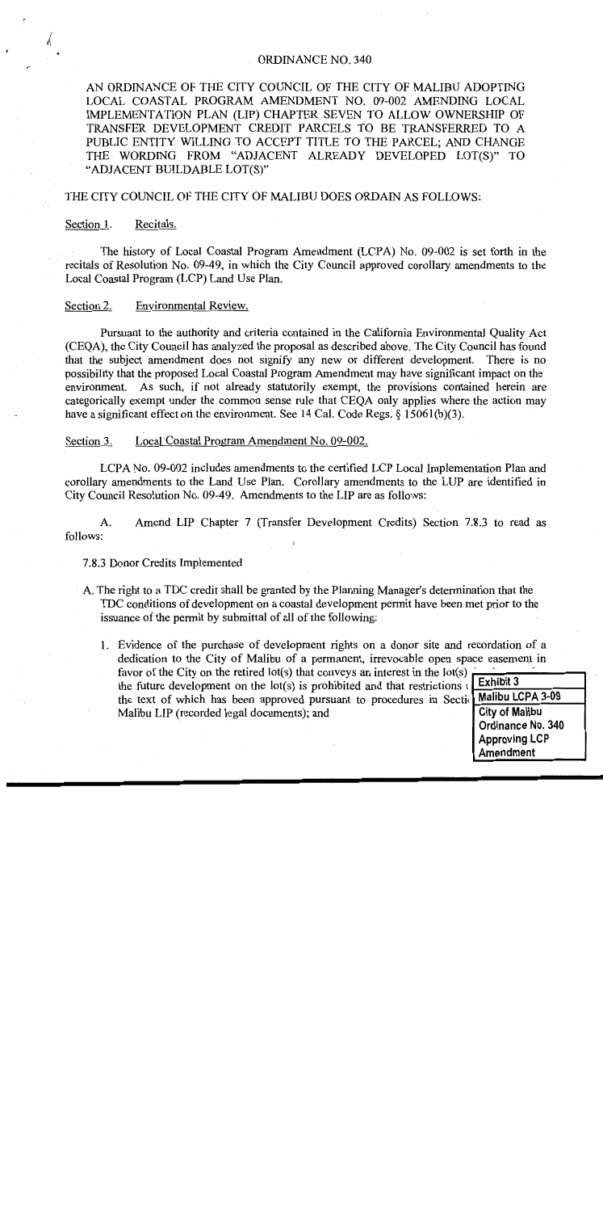# ORDINANCE NO. 340

AN ORDINANCE OF THE CITY COUNCIL OF THE CITY OF MALIBU ADOPTING LOCAL COASTAL PROGRAM AMENDMENT NO. 09-002 AMENDING LOCAL IMPLEMENTATION PLAN (LIP) CHAPTER SEVEN TO ALLOW OWNERSHIP OF TRANSFER DEVELOPMENT CREDIT PARCELS TO BE TRANSFERRED TO A PUBLIC ENTITY WILLING TO ACCEPT TITLE TO THE PARCEL; AND CHANGE THE WORDING FROM "ADJACENT ALREADY DEVELOPED LOT(S)" TO "ADJACENT BUILDABLE LOT(S)"

THE CITY COUNCIL OF THE CITY OF MALIBU DOES ORDAIN AS FOLLOWS:

Section 1. Recitals.

The history of Local Coastal Program Amendment (LCPA) No. 09-002 is set forth in the recitals of Resolution No. 09-49, in which the City Council approved corollary amendments to the Local Coastal Program (LCP) Land Use Plan.

Section 2. Environmental Review.

Pursuant to the authority and criteria contained in the California Environmental Quality Act (CEQA), the City Council has analyzed the proposal as described above. The City Council has found that the subject amendment does not signify any new or different development. There is no possibility that the proposed Local Coastal Program Amendment may have significant impact on the environment. As such, if not already statutorily exempt, the provisions contained herein are categorically exempt under the common sense rule that CEQA only applies where the action may have a significant effect on the environment. See 14 Cal. Code Regs. § 15061(b)(3).

Section 3. Local Coastal Program Amendment No. 09-002.

LCPA No. 09-002 includes amendments to the certified LCP Local Implementation Plan and corollary amendments to the Land Use Plan. Corollary amendments to the LUP are identified in City Council Resolution No. 09-49. Amendments to the LIP are as follows:

A. Amend LIP Chapter 7 (Transfer Development Credits) Section 7.8.3 to read as follows:

7.8.3 Donor Credits Implemented

A. The right to a TDC credit shall be granted by the Planning Manager's determination that the TDC conditions of development on a coastal development permit have been met prior to the issuance of the permit by submittal of all of the following:

1. Evidence of the purchase of development rights on a donor site and recordation of a dedication to the City of Malibu of a permanent, irrevocable open space easement in favor of the City on the retired lot(s) that conveys an interest in the lot(s) the future development on the lot(s) is prohibited and that restrictions the text of which has been approved pursuant to procedures in Secti Malibu LIP (recorded legal documents); and

Exhibit 3
Malibu LCPA 3-09
City of Malibu
Ordinance No. 340
Approving LCP
Amendment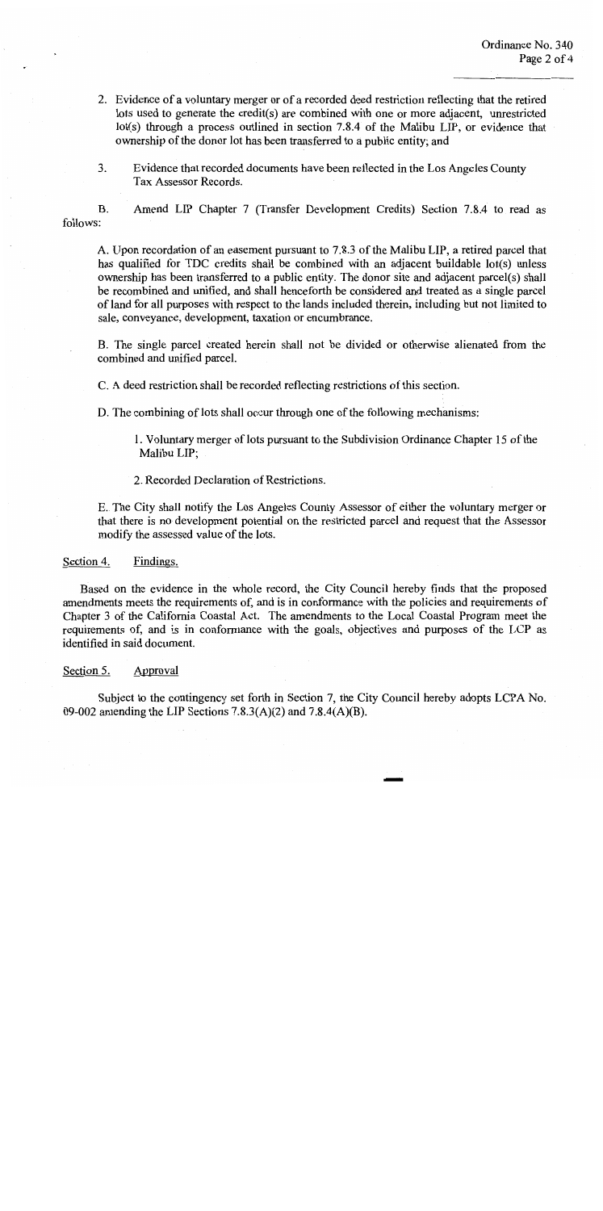2. Evidence of a voluntary merger or of a recorded deed restriction reflecting that the retired lots used to generate the credit(s) are combined with one or more adjacent, unrestricted lot(s) through a process outlined in section 7.8.4 of the Malibu LIP, or evidence that ownership of the donor lot has been transferred to a public entity; and

3. Evidence that recorded documents have been reflected in the Los Angeles County Tax Assessor Records.

B. Amend LIP Chapter 7 (Transfer Development Credits) Section 7.8.4 to read as follows:

> A. Upon recordation of an easement pursuant to 7.8.3 of the Malibu LIP, a retired parcel that has qualified for TDC credits shall be combined with an adjacent buildable lot(s) unless ownership has been transferred to a public entity. The donor site and adjacent parcel(s) shall be recombined and unified, and shall henceforth be considered and treated as a single parcel of land for all purposes with respect to the lands included therein, including but not limited to sale, conveyance, development, taxation or encumbrance.
>
> B. The single parcel created herein shall not be divided or otherwise alienated from the combined and unified parcel.
>
> C. A deed restriction shall be recorded reflecting restrictions of this section.
>
> D. The combining of lots shall occur through one of the following mechanisms:
>
> 1. Voluntary merger of lots pursuant to the Subdivision Ordinance Chapter 15 of the Malibu LIP;
>
> 2. Recorded Declaration of Restrictions.
>
> E. The City shall notify the Los Angeles County Assessor of either the voluntary merger or that there is no development potential on the restricted parcel and request that the Assessor modify the assessed value of the lots.

<u>Section 4.</u> <u>Findings.</u>

Based on the evidence in the whole record, the City Council hereby finds that the proposed amendments meets the requirements of, and is in conformance with the policies and requirements of Chapter 3 of the California Coastal Act. The amendments to the Local Coastal Program meet the requirements of, and is in conformance with the goals, objectives and purposes of the LCP as identified in said document.

<u>Section 5.</u> <u>Approval</u>

Subject to the contingency set forth in Section 7, the City Council hereby adopts LCPA No. 09-002 amending the LIP Sections 7.8.3(A)(2) and 7.8.4(A)(B).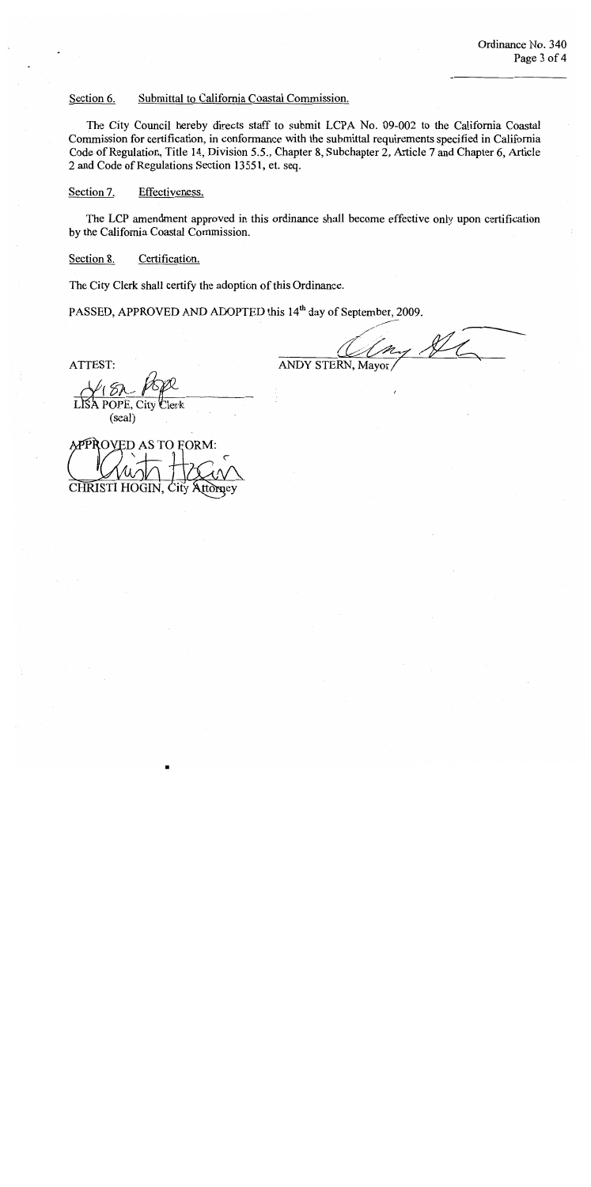Section 6. Submittal to California Coastal Commission.

The City Council hereby directs staff to submit LCPA No. 09-002 to the California Coastal Commission for certification, in conformance with the submittal requirements specified in California Code of Regulation, Title 14, Division 5.5., Chapter 8, Subchapter 2, Article 7 and Chapter 6, Article 2 and Code of Regulations Section 13551, et. seq.

Section 7. Effectiveness.

The LCP amendment approved in this ordinance shall become effective only upon certification by the California Coastal Commission.

Section 8. Certification.

The City Clerk shall certify the adoption of this Ordinance.

PASSED, APPROVED AND ADOPTED this 14th day of September, 2009.

ANDY STERN, Mayor

ATTEST:

LISA POPE, City Clerk
(seal)

APPROVED AS TO FORM:

CHRISTI HOGIN, City Attorney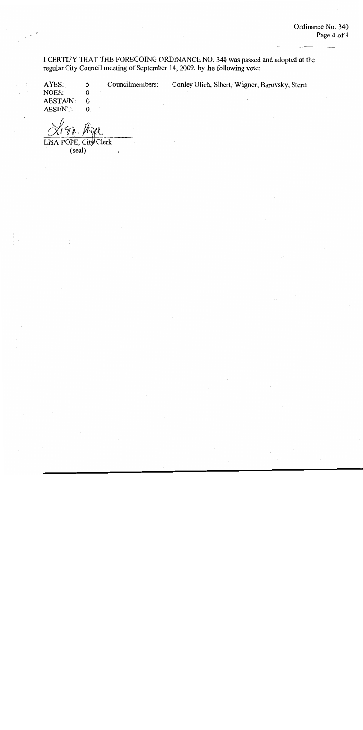I CERTIFY THAT THE FOREGOING ORDINANCE NO. 340 was passed and adopted at the regular City Council meeting of September 14, 2009, by the following vote:

| | | | |
|---|---|---|---|
| AYES: | 5 | Councilmembers: | Conley Ulich, Sibert, Wagner, Barovsky, Stern |
| NOES: | 0 | | |
| ABSTAIN: | 0 | | |
| ABSENT: | 0 | | |

LISA POPE, City Clerk
(seal)